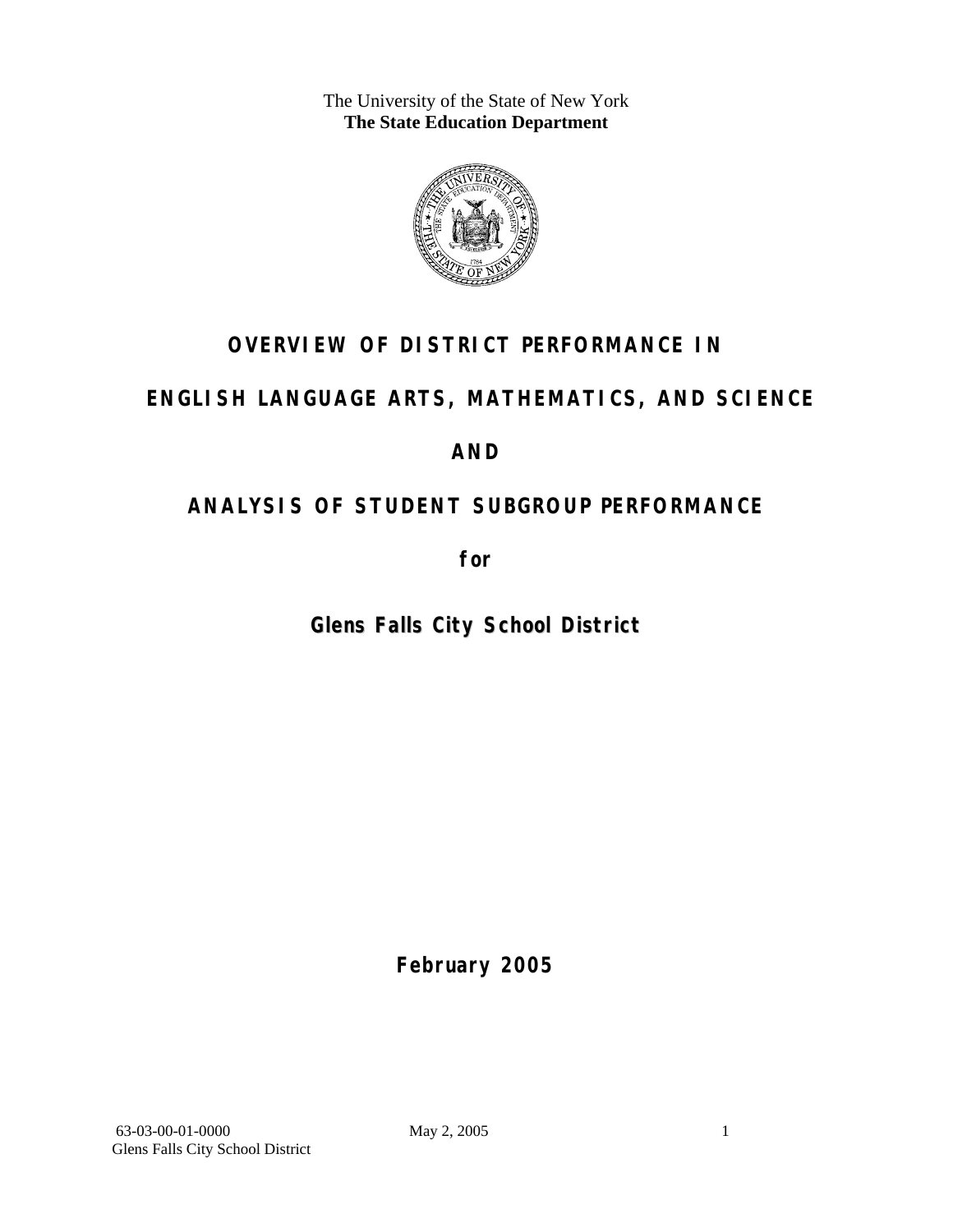The University of the State of New York
**The State Education Department**

# OVERVIEW OF DISTRICT PERFORMANCE IN

# ENGLISH LANGUAGE ARTS, MATHEMATICS, AND SCIENCE

# AND

# ANALYSIS OF STUDENT SUBGROUP PERFORMANCE

**for**

## Glens Falls City School District

**February 2005**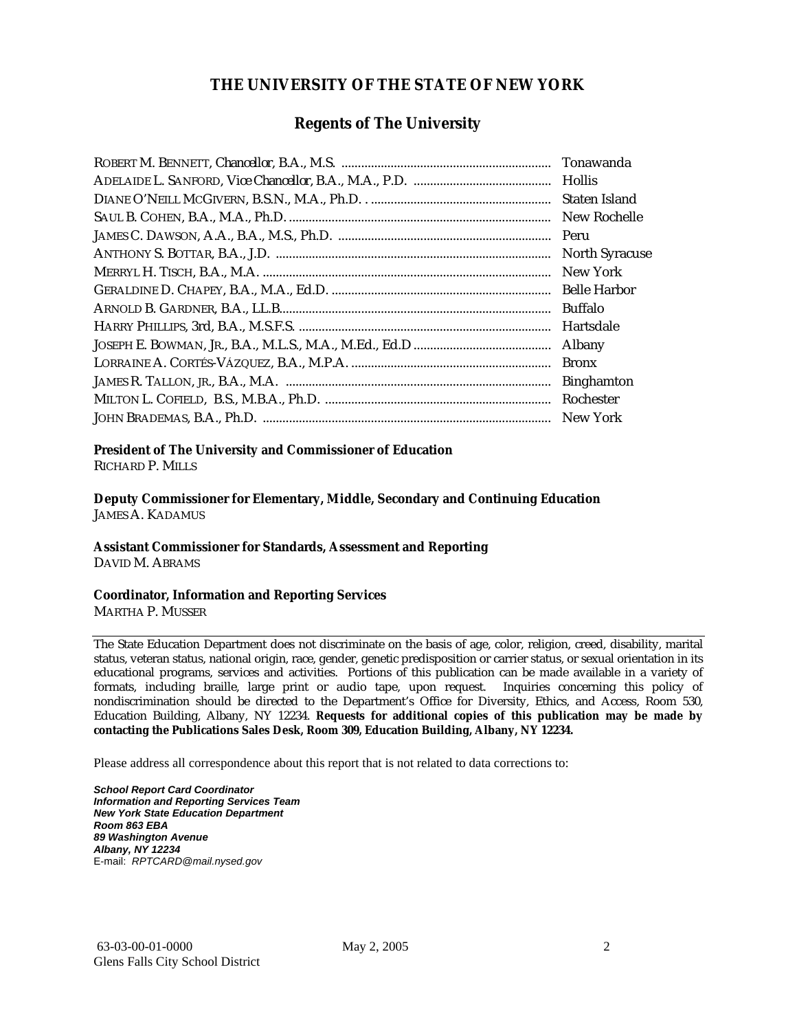# THE UNIVERSITY OF THE STATE OF NEW YORK

## Regents of The University

| | |
|---|---|
| ROBERT M. BENNETT, Chancellor, B.A., M.S. | Tonawanda |
| ADELAIDE L. SANFORD, Vice Chancellor, B.A., M.A., P.D. | Hollis |
| DIANE O'NEILL MCGIVERN, B.S.N., M.A., Ph.D. | Staten Island |
| SAUL B. COHEN, B.A., M.A., Ph.D. | New Rochelle |
| JAMES C. DAWSON, A.A., B.A., M.S., Ph.D. | Peru |
| ANTHONY S. BOTTAR, B.A., J.D. | North Syracuse |
| MERRYL H. TISCH, B.A., M.A. | New York |
| GERALDINE D. CHAPEY, B.A., M.A., Ed.D. | Belle Harbor |
| ARNOLD B. GARDNER, B.A., LL.B. | Buffalo |
| HARRY PHILLIPS, 3rd, B.A., M.S.F.S. | Hartsdale |
| JOSEPH E. BOWMAN, JR., B.A., M.L.S., M.A., M.Ed., Ed.D | Albany |
| LORRAINE A. CORTÉS-VÁZQUEZ, B.A., M.P.A. | Bronx |
| JAMES R. TALLON, JR., B.A., M.A. | Binghamton |
| MILTON L. COFIELD, B.S., M.B.A., Ph.D. | Rochester |
| JOHN BRADEMAS, B.A., Ph.D. | New York |

**President of The University and Commissioner of Education**
RICHARD P. MILLS

**Deputy Commissioner for Elementary, Middle, Secondary and Continuing Education**
JAMES A. KADAMUS

**Assistant Commissioner for Standards, Assessment and Reporting**
DAVID M. ABRAMS

**Coordinator, Information and Reporting Services**
MARTHA P. MUSSER

---

The State Education Department does not discriminate on the basis of age, color, religion, creed, disability, marital status, veteran status, national origin, race, gender, genetic predisposition or carrier status, or sexual orientation in its educational programs, services and activities. Portions of this publication can be made available in a variety of formats, including braille, large print or audio tape, upon request. Inquiries concerning this policy of nondiscrimination should be directed to the Department's Office for Diversity, Ethics, and Access, Room 530, Education Building, Albany, NY 12234. **Requests for additional copies of this publication may be made by contacting the Publications Sales Desk, Room 309, Education Building, Albany, NY 12234.**

Please address all correspondence about this report that is not related to data corrections to:

***School Report Card Coordinator***
***Information and Reporting Services Team***
***New York State Education Department***
***Room 863 EBA***
***89 Washington Avenue***
***Albany, NY 12234***
E-mail: *RPTCARD@mail.nysed.gov*

63-03-00-01-0000 May 2, 2005
Glens Falls City School District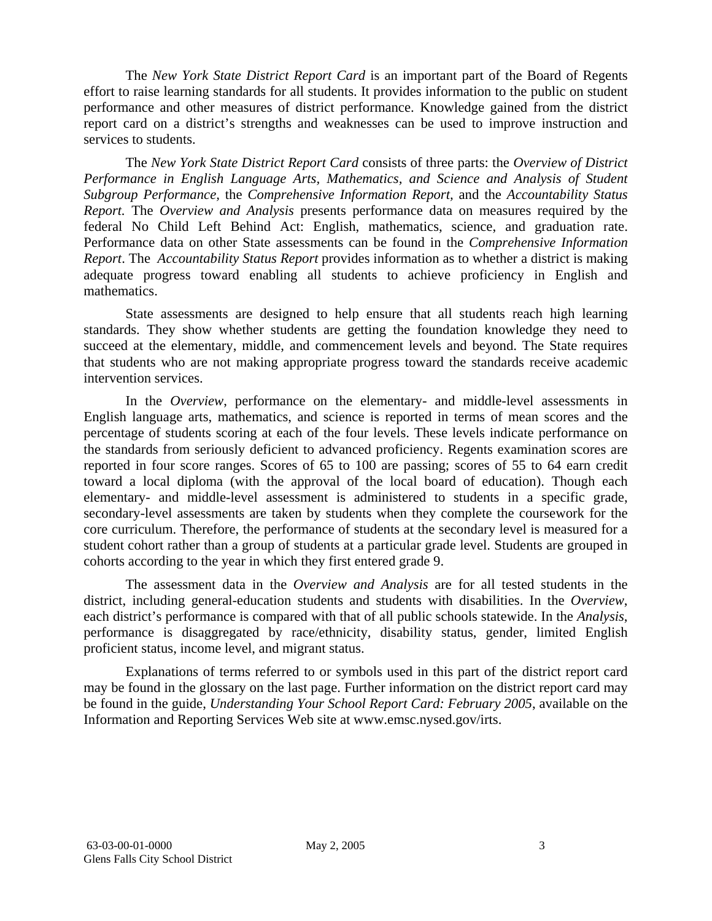The *New York State District Report Card* is an important part of the Board of Regents effort to raise learning standards for all students. It provides information to the public on student performance and other measures of district performance. Knowledge gained from the district report card on a district's strengths and weaknesses can be used to improve instruction and services to students.

The *New York State District Report Card* consists of three parts: the *Overview of District Performance in English Language Arts, Mathematics, and Science and Analysis of Student Subgroup Performance,* the *Comprehensive Information Report,* and the *Accountability Status Report.* The *Overview and Analysis* presents performance data on measures required by the federal No Child Left Behind Act: English, mathematics, science, and graduation rate. Performance data on other State assessments can be found in the *Comprehensive Information Report*. The *Accountability Status Report* provides information as to whether a district is making adequate progress toward enabling all students to achieve proficiency in English and mathematics.

State assessments are designed to help ensure that all students reach high learning standards. They show whether students are getting the foundation knowledge they need to succeed at the elementary, middle, and commencement levels and beyond. The State requires that students who are not making appropriate progress toward the standards receive academic intervention services.

In the *Overview*, performance on the elementary- and middle-level assessments in English language arts, mathematics, and science is reported in terms of mean scores and the percentage of students scoring at each of the four levels. These levels indicate performance on the standards from seriously deficient to advanced proficiency. Regents examination scores are reported in four score ranges. Scores of 65 to 100 are passing; scores of 55 to 64 earn credit toward a local diploma (with the approval of the local board of education). Though each elementary- and middle-level assessment is administered to students in a specific grade, secondary-level assessments are taken by students when they complete the coursework for the core curriculum. Therefore, the performance of students at the secondary level is measured for a student cohort rather than a group of students at a particular grade level. Students are grouped in cohorts according to the year in which they first entered grade 9.

The assessment data in the *Overview and Analysis* are for all tested students in the district, including general-education students and students with disabilities. In the *Overview*, each district's performance is compared with that of all public schools statewide. In the *Analysis*, performance is disaggregated by race/ethnicity, disability status, gender, limited English proficient status, income level, and migrant status.

Explanations of terms referred to or symbols used in this part of the district report card may be found in the glossary on the last page. Further information on the district report card may be found in the guide, *Understanding Your School Report Card: February 2005*, available on the Information and Reporting Services Web site at www.emsc.nysed.gov/irts.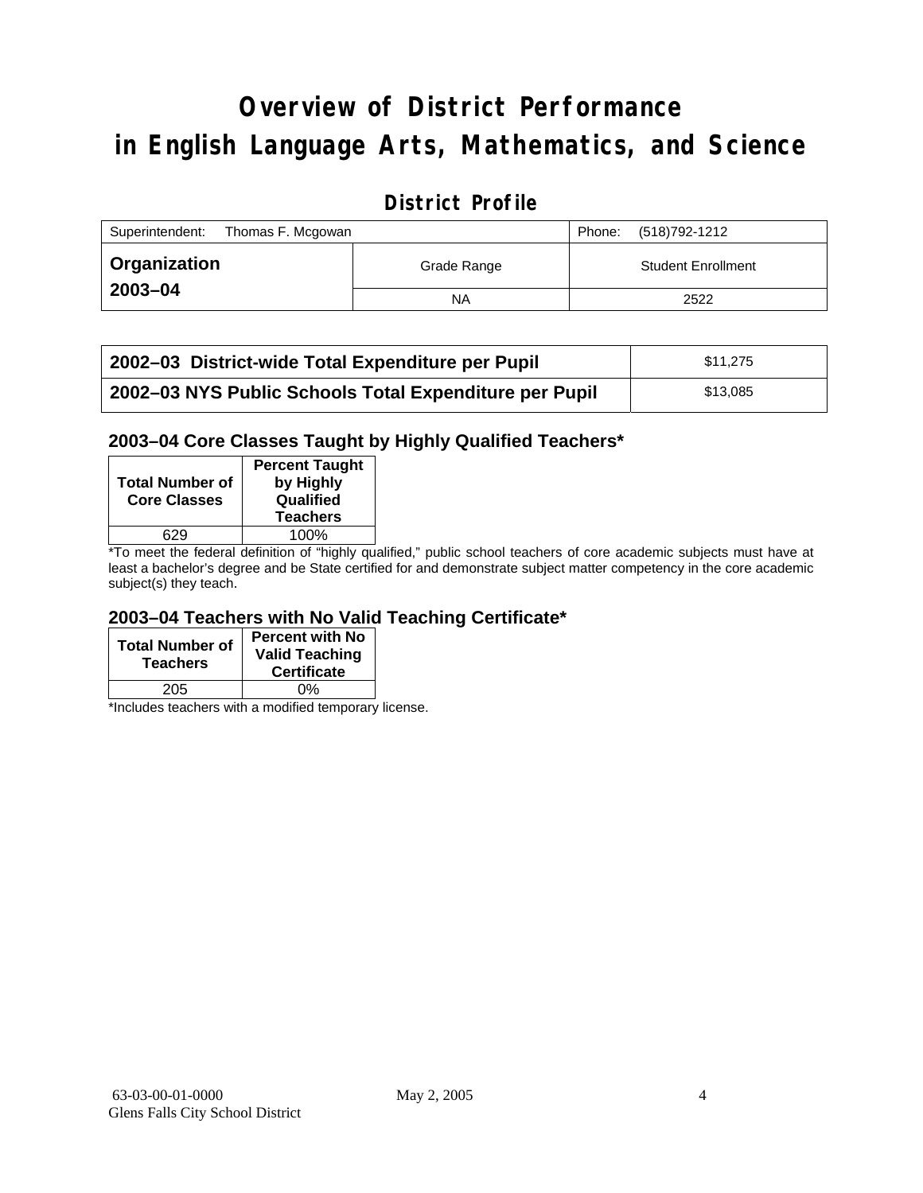# Overview of District Performance in English Language Arts, Mathematics, and Science

## District Profile

| Superintendent: Thomas F. Mcgowan | | Phone: (518)792-1212 |
|---|---|---|
| **Organization 2003–04** | Grade Range | Student Enrollment |
| | NA | 2522 |

| | |
|---|---|
| **2002–03 District-wide Total Expenditure per Pupil** | $11,275 |
| **2002–03 NYS Public Schools Total Expenditure per Pupil** | $13,085 |

### 2003–04 Core Classes Taught by Highly Qualified Teachers*

| Total Number of Core Classes | Percent Taught by Highly Qualified Teachers |
|---|---|
| 629 | 100% |

*To meet the federal definition of "highly qualified," public school teachers of core academic subjects must have at least a bachelor's degree and be State certified for and demonstrate subject matter competency in the core academic subject(s) they teach.

### 2003–04 Teachers with No Valid Teaching Certificate*

| Total Number of Teachers | Percent with No Valid Teaching Certificate |
|---|---|
| 205 | 0% |

*Includes teachers with a modified temporary license.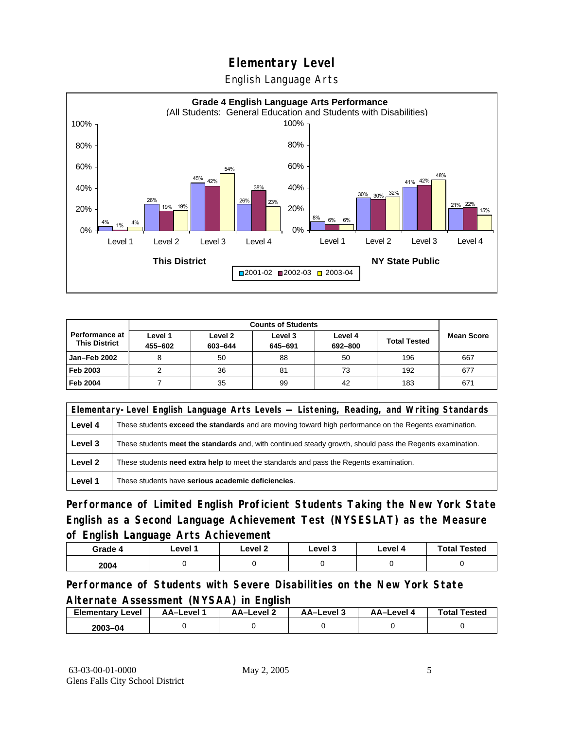# Elementary Level

English Language Arts

**Grade 4 English Language Arts Performance**
(All Students: General Education and Students with Disabilities)

| | Level 1 | Level 2 | Level 3 | Level 4 |
|---|---|---|---|---|
| **This District** 2001-02 | 4% | 26% | 45% | 26% |
| **This District** 2002-03 | 1% | 19% | 42% | 38% |
| **This District** 2003-04 | 4% | 19% | 54% | 23% |
| **NY State Public** 2001-02 | 8% | 30% | 41% | 21% |
| **NY State Public** 2002-03 | 6% | 30% | 42% | 22% |
| **NY State Public** 2003-04 | 6% | 32% | 48% | 15% |

| Performance at This District | Counts of Students | | | | | Mean Score |
|---|---|---|---|---|---|---|
| | Level 1 455–602 | Level 2 603–644 | Level 3 645–691 | Level 4 692–800 | Total Tested | |
| **Jan–Feb 2002** | 8 | 50 | 88 | 50 | 196 | 667 |
| **Feb 2003** | 2 | 36 | 81 | 73 | 192 | 677 |
| **Feb 2004** | 7 | 35 | 99 | 42 | 183 | 671 |

| Elementary-Level English Language Arts Levels — Listening, Reading, and Writing Standards | |
|---|---|
| **Level 4** | These students **exceed the standards** and are moving toward high performance on the Regents examination. |
| **Level 3** | These students **meet the standards** and, with continued steady growth, should pass the Regents examination. |
| **Level 2** | These students **need extra help** to meet the standards and pass the Regents examination. |
| **Level 1** | These students have **serious academic deficiencies**. |

## Performance of Limited English Proficient Students Taking the New York State English as a Second Language Achievement Test (NYSESLAT) as the Measure of English Language Arts Achievement

| Grade 4 | Level 1 | Level 2 | Level 3 | Level 4 | Total Tested |
|---|---|---|---|---|---|
| 2004 | 0 | 0 | 0 | 0 | 0 |

## Performance of Students with Severe Disabilities on the New York State Alternate Assessment (NYSAA) in English

| Elementary Level | AA–Level 1 | AA–Level 2 | AA–Level 3 | AA–Level 4 | Total Tested |
|---|---|---|---|---|---|
| 2003–04 | 0 | 0 | 0 | 0 | 0 |

63-03-00-01-0000
Glens Falls City School District

May 2, 2005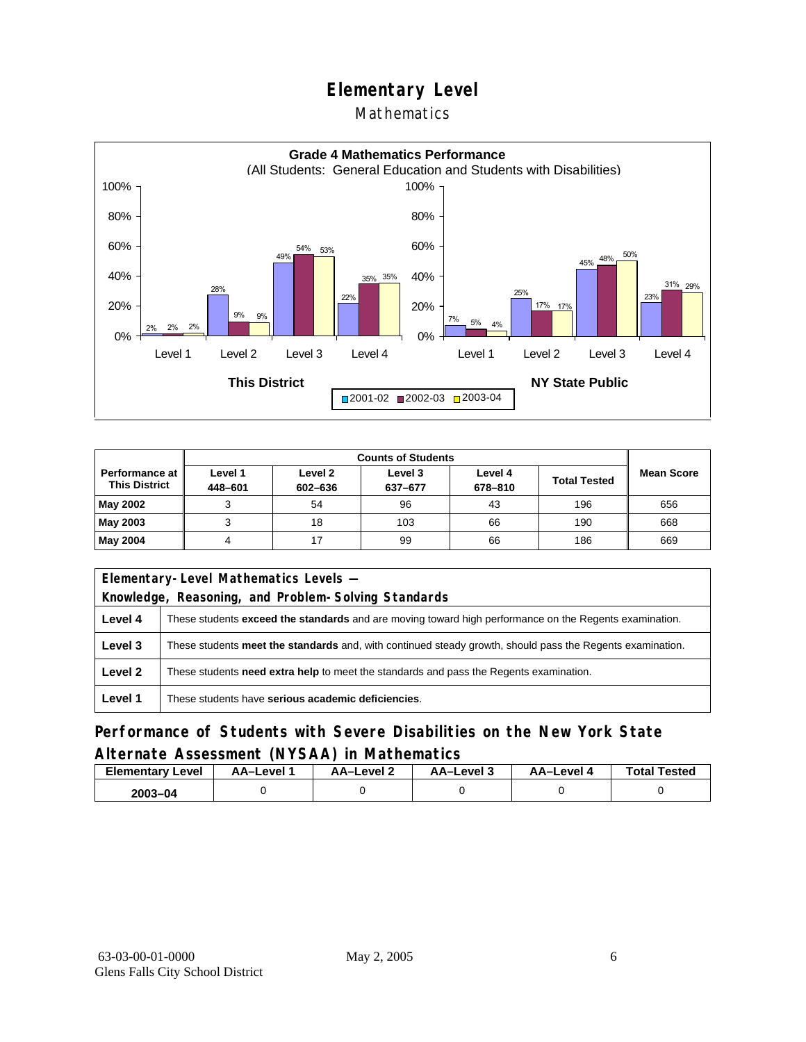# Elementary Level

## Mathematics

**Grade 4 Mathematics Performance**
(All Students: General Education and Students with Disabilities)

| | This District 2001-02 | This District 2002-03 | This District 2003-04 | NY State Public 2001-02 | NY State Public 2002-03 | NY State Public 2003-04 |
|---|---|---|---|---|---|---|
| Level 1 | 2% | 2% | 2% | 7% | 5% | 4% |
| Level 2 | 28% | 9% | 9% | 25% | 17% | 17% |
| Level 3 | 49% | 54% | 53% | 45% | 48% | 50% |
| Level 4 | 22% | 35% | 35% | 23% | 31% | 29% |

| Performance at This District | Counts of Students | | | | | Mean Score |
|---|---|---|---|---|---|---|
| | Level 1 448–601 | Level 2 602–636 | Level 3 637–677 | Level 4 678–810 | Total Tested | |
| **May 2002** | 3 | 54 | 96 | 43 | 196 | 656 |
| **May 2003** | 3 | 18 | 103 | 66 | 190 | 668 |
| **May 2004** | 4 | 17 | 99 | 66 | 186 | 669 |

| Elementary-Level Mathematics Levels — Knowledge, Reasoning, and Problem-Solving Standards | |
|---|---|
| **Level 4** | These students **exceed the standards** and are moving toward high performance on the Regents examination. |
| **Level 3** | These students **meet the standards** and, with continued steady growth, should pass the Regents examination. |
| **Level 2** | These students **need extra help** to meet the standards and pass the Regents examination. |
| **Level 1** | These students have **serious academic deficiencies**. |

## Performance of Students with Severe Disabilities on the New York State Alternate Assessment (NYSAA) in Mathematics

| Elementary Level | AA–Level 1 | AA–Level 2 | AA–Level 3 | AA–Level 4 | Total Tested |
|---|---|---|---|---|---|
| **2003–04** | 0 | 0 | 0 | 0 | 0 |

63-03-00-01-0000
Glens Falls City School District

May 2, 2005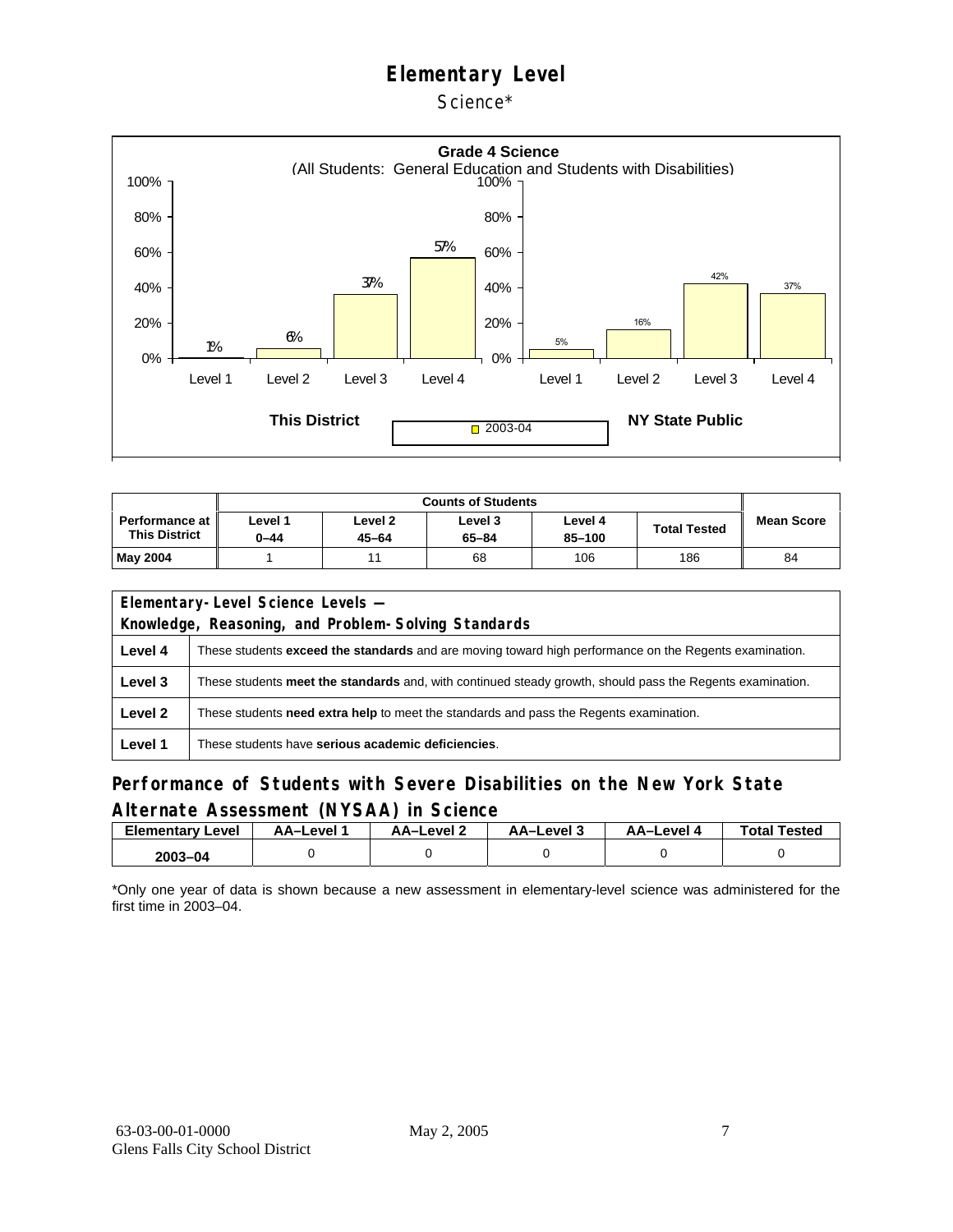# Elementary Level

Science*

**Grade 4 Science**
(All Students: General Education and Students with Disabilities)

| | Level 1 | Level 2 | Level 3 | Level 4 |
|---|---|---|---|---|
| This District (2003-04) | 1% | 6% | 37% | 57% |
| NY State Public (2003-04) | 5% | 16% | 42% | 37% |

| Performance at This District | Counts of Students | | | | | Mean Score |
|---|---|---|---|---|---|---|
| | Level 1 0–44 | Level 2 45–64 | Level 3 65–84 | Level 4 85–100 | Total Tested | |
| May 2004 | 1 | 11 | 68 | 106 | 186 | 84 |

| Elementary-Level Science Levels — Knowledge, Reasoning, and Problem-Solving Standards | |
|---|---|
| Level 4 | These students **exceed the standards** and are moving toward high performance on the Regents examination. |
| Level 3 | These students **meet the standards** and, with continued steady growth, should pass the Regents examination. |
| Level 2 | These students **need extra help** to meet the standards and pass the Regents examination. |
| Level 1 | These students have **serious academic deficiencies**. |

## Performance of Students with Severe Disabilities on the New York State Alternate Assessment (NYSAA) in Science

| Elementary Level | AA–Level 1 | AA–Level 2 | AA–Level 3 | AA–Level 4 | Total Tested |
|---|---|---|---|---|---|
| 2003–04 | 0 | 0 | 0 | 0 | 0 |

*Only one year of data is shown because a new assessment in elementary-level science was administered for the first time in 2003–04.

63-03-00-01-0000
Glens Falls City School District

May 2, 2005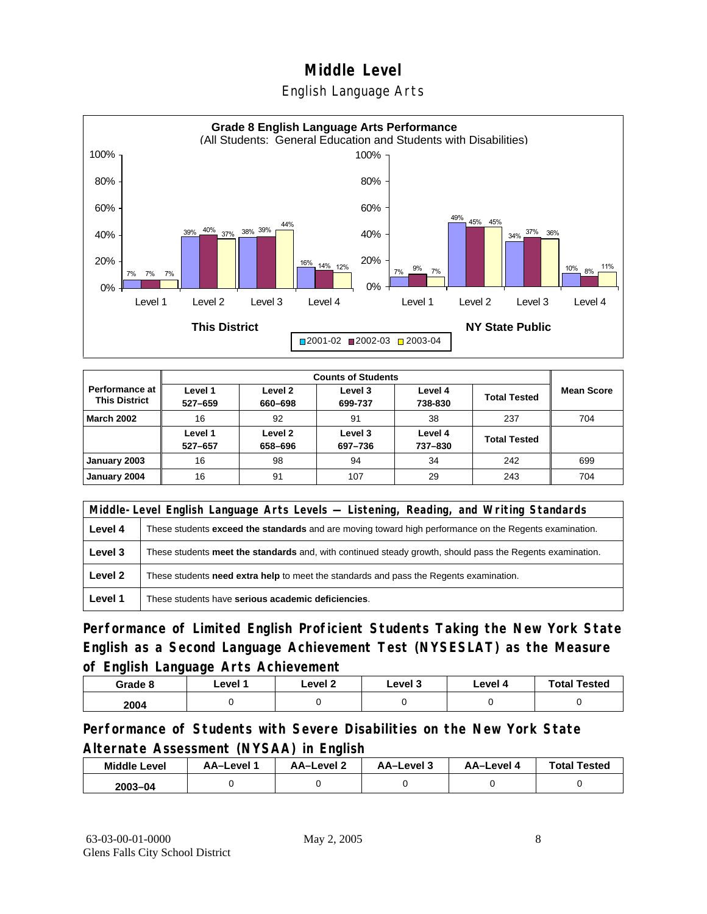# Middle Level

## English Language Arts

**Grade 8 English Language Arts Performance**
(All Students: General Education and Students with Disabilities)

| | This District 2001-02 | This District 2002-03 | This District 2003-04 | NY State Public 2001-02 | NY State Public 2002-03 | NY State Public 2003-04 |
|---|---|---|---|---|---|---|
| Level 1 | 7% | 7% | 7% | 7% | 9% | 7% |
| Level 2 | 39% | 40% | 37% | 49% | 45% | 45% |
| Level 3 | 38% | 39% | 44% | 34% | 37% | 36% |
| Level 4 | 16% | 14% | 12% | 10% | 8% | 11% |

| Performance at This District | Counts of Students | | | | | Mean Score |
|---|---|---|---|---|---|---|
| | Level 1 527–659 | Level 2 660–698 | Level 3 699-737 | Level 4 738-830 | Total Tested | |
| **March 2002** | 16 | 92 | 91 | 38 | 237 | 704 |
| | Level 1 527–657 | Level 2 658–696 | Level 3 697–736 | Level 4 737–830 | Total Tested | |
| **January 2003** | 16 | 98 | 94 | 34 | 242 | 699 |
| **January 2004** | 16 | 91 | 107 | 29 | 243 | 704 |

| Middle-Level English Language Arts Levels — Listening, Reading, and Writing Standards | |
|---|---|
| **Level 4** | These students **exceed the standards** and are moving toward high performance on the Regents examination. |
| **Level 3** | These students **meet the standards** and, with continued steady growth, should pass the Regents examination. |
| **Level 2** | These students **need extra help** to meet the standards and pass the Regents examination. |
| **Level 1** | These students have **serious academic deficiencies**. |

## Performance of Limited English Proficient Students Taking the New York State English as a Second Language Achievement Test (NYSESLAT) as the Measure of English Language Arts Achievement

| Grade 8 | Level 1 | Level 2 | Level 3 | Level 4 | Total Tested |
|---|---|---|---|---|---|
| 2004 | 0 | 0 | 0 | 0 | 0 |

## Performance of Students with Severe Disabilities on the New York State Alternate Assessment (NYSAA) in English

| Middle Level | AA–Level 1 | AA–Level 2 | AA–Level 3 | AA–Level 4 | Total Tested |
|---|---|---|---|---|---|
| 2003–04 | 0 | 0 | 0 | 0 | 0 |

63-03-00-01-0000
Glens Falls City School District

May 2, 2005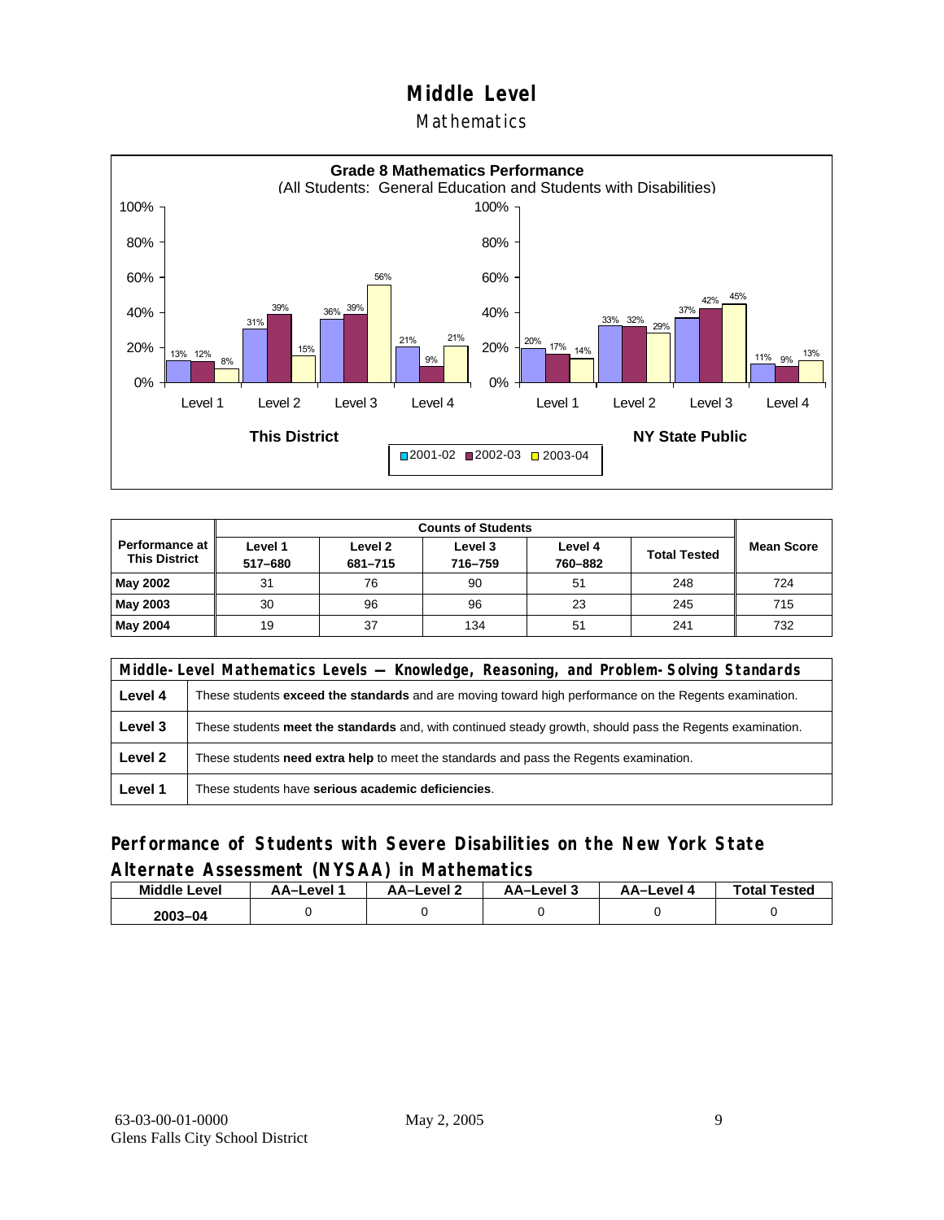# Middle Level

## Mathematics

**Grade 8 Mathematics Performance**
(All Students: General Education and Students with Disabilities)

| | This District 2001-02 | This District 2002-03 | This District 2003-04 | NY State Public 2001-02 | NY State Public 2002-03 | NY State Public 2003-04 |
|---|---|---|---|---|---|---|
| Level 1 | 13% | 12% | 8% | 20% | 17% | 14% |
| Level 2 | 31% | 39% | 15% | 33% | 32% | 29% |
| Level 3 | 36% | 39% | 56% | 37% | 42% | 45% |
| Level 4 | 21% | 9% | 21% | 11% | 9% | 13% |

| Performance at This District | Counts of Students | | | | | Mean Score |
|---|---|---|---|---|---|---|
| | Level 1 517–680 | Level 2 681–715 | Level 3 716–759 | Level 4 760–882 | Total Tested | |
| **May 2002** | 31 | 76 | 90 | 51 | 248 | 724 |
| **May 2003** | 30 | 96 | 96 | 23 | 245 | 715 |
| **May 2004** | 19 | 37 | 134 | 51 | 241 | 732 |

| Middle-Level Mathematics Levels — Knowledge, Reasoning, and Problem-Solving Standards | |
|---|---|
| **Level 4** | These students **exceed the standards** and are moving toward high performance on the Regents examination. |
| **Level 3** | These students **meet the standards** and, with continued steady growth, should pass the Regents examination. |
| **Level 2** | These students **need extra help** to meet the standards and pass the Regents examination. |
| **Level 1** | These students have **serious academic deficiencies**. |

## Performance of Students with Severe Disabilities on the New York State Alternate Assessment (NYSAA) in Mathematics

| Middle Level | AA–Level 1 | AA–Level 2 | AA–Level 3 | AA–Level 4 | Total Tested |
|---|---|---|---|---|---|
| 2003–04 | 0 | 0 | 0 | 0 | 0 |

63-03-00-01-0000
Glens Falls City School District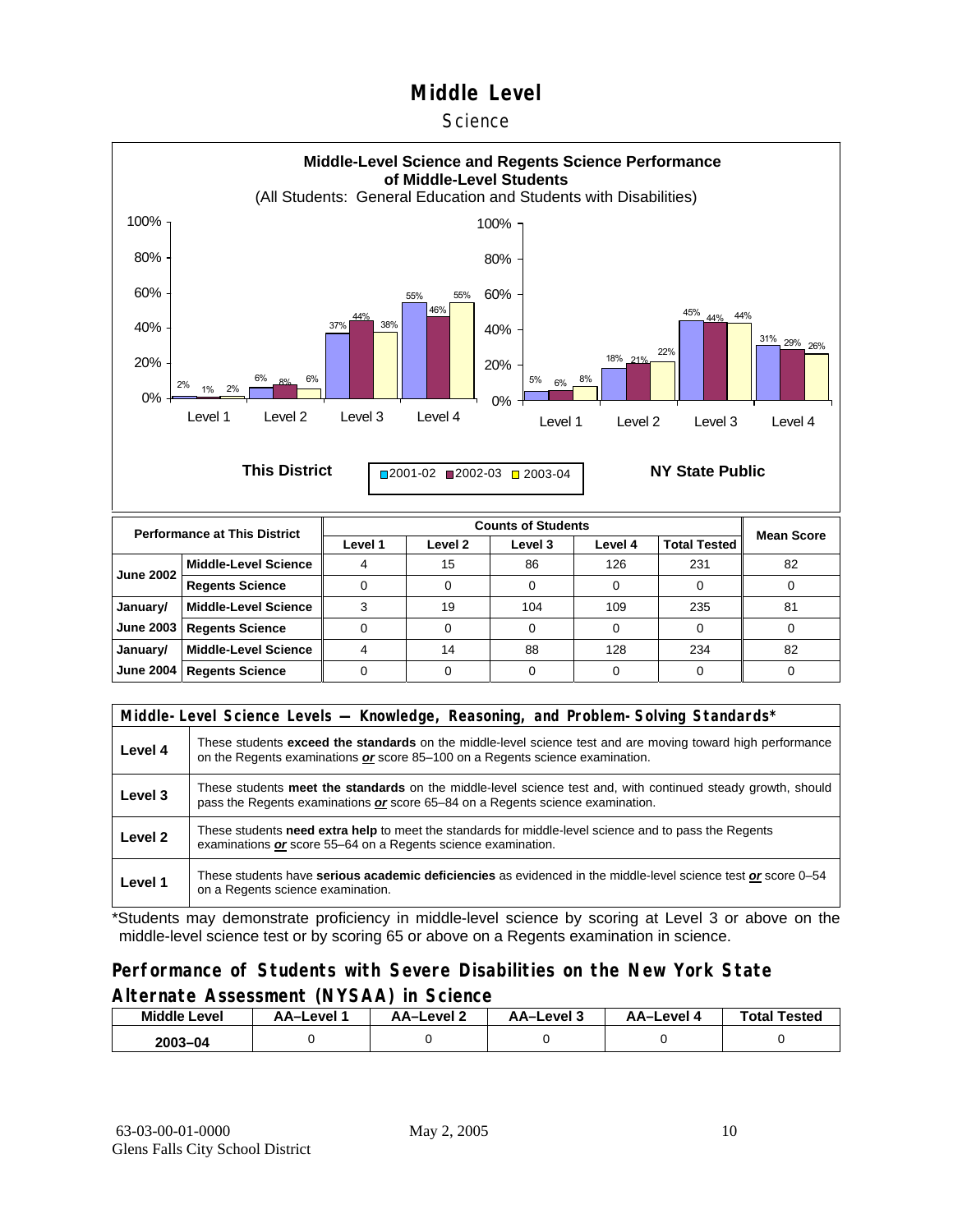# Middle Level

## Science

**Middle-Level Science and Regents Science Performance of Middle-Level Students**
(All Students: General Education and Students with Disabilities)

This District: Level 1: 2%, 1%, 2%; Level 2: 6%, 8%, 6%; Level 3: 37%, 44%, 38%; Level 4: 55%, 46%, 55%

NY State Public: Level 1: 5%, 6%, 8%; Level 2: 18%, 21%, 22%; Level 3: 45%, 44%, 44%; Level 4: 31%, 29%, 26%

2001-02 / 2002-03 / 2003-04

| Performance at This District | | Counts of Students | | | | | Mean Score |
|---|---|---|---|---|---|---|---|
| | | Level 1 | Level 2 | Level 3 | Level 4 | Total Tested | |
| June 2002 | Middle-Level Science | 4 | 15 | 86 | 126 | 231 | 82 |
| | Regents Science | 0 | 0 | 0 | 0 | 0 | 0 |
| January/ June 2003 | Middle-Level Science | 3 | 19 | 104 | 109 | 235 | 81 |
| | Regents Science | 0 | 0 | 0 | 0 | 0 | 0 |
| January/ June 2004 | Middle-Level Science | 4 | 14 | 88 | 128 | 234 | 82 |
| | Regents Science | 0 | 0 | 0 | 0 | 0 | 0 |

| Middle-Level Science Levels — Knowledge, Reasoning, and Problem-Solving Standards* | |
|---|---|
| Level 4 | These students **exceed the standards** on the middle-level science test and are moving toward high performance on the Regents examinations ***or*** score 85–100 on a Regents science examination. |
| Level 3 | These students **meet the standards** on the middle-level science test and, with continued steady growth, should pass the Regents examinations ***or*** score 65–84 on a Regents science examination. |
| Level 2 | These students **need extra help** to meet the standards for middle-level science and to pass the Regents examinations ***or*** score 55–64 on a Regents science examination. |
| Level 1 | These students have **serious academic deficiencies** as evidenced in the middle-level science test ***or*** score 0–54 on a Regents science examination. |

*Students may demonstrate proficiency in middle-level science by scoring at Level 3 or above on the middle-level science test or by scoring 65 or above on a Regents examination in science.

## Performance of Students with Severe Disabilities on the New York State Alternate Assessment (NYSAA) in Science

| Middle Level | AA–Level 1 | AA–Level 2 | AA–Level 3 | AA–Level 4 | Total Tested |
|---|---|---|---|---|---|
| 2003–04 | 0 | 0 | 0 | 0 | 0 |

63-03-00-01-0000 May 2, 2005
Glens Falls City School District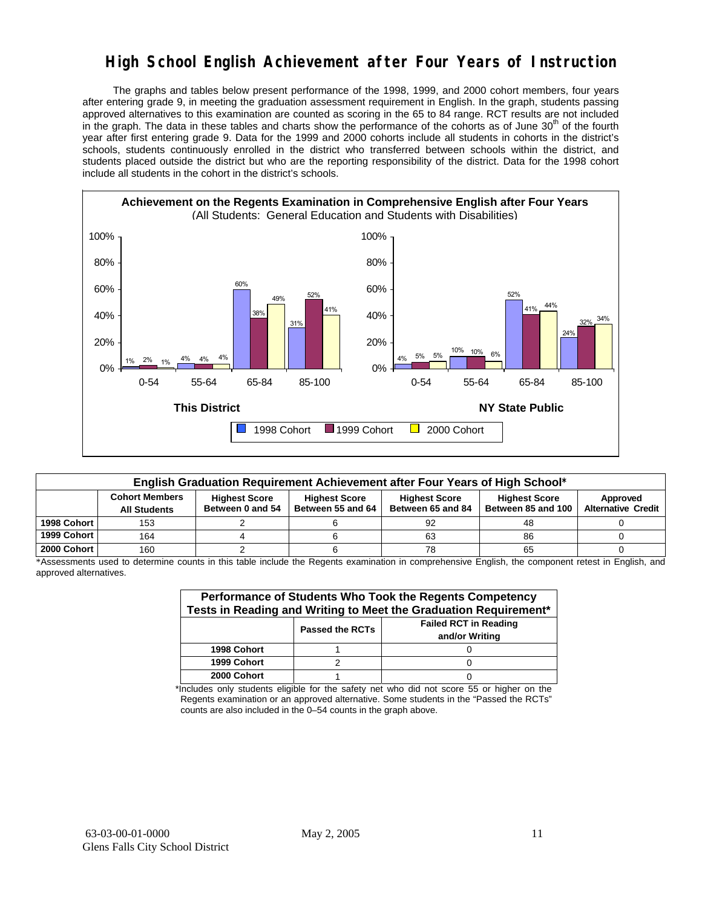# High School English Achievement after Four Years of Instruction

The graphs and tables below present performance of the 1998, 1999, and 2000 cohort members, four years after entering grade 9, in meeting the graduation assessment requirement in English. In the graph, students passing approved alternatives to this examination are counted as scoring in the 65 to 84 range. RCT results are not included in the graph. The data in these tables and charts show the performance of the cohorts as of June 30th of the fourth year after first entering grade 9. Data for the 1999 and 2000 cohorts include all students in cohorts in the district's schools, students continuously enrolled in the district who transferred between schools within the district, and students placed outside the district but who are the reporting responsibility of the district. Data for the 1998 cohort include all students in the cohort in the district's schools.

**Achievement on the Regents Examination in Comprehensive English after Four Years**
(All Students: General Education and Students with Disabilities)

**This District**

| Score | 1998 Cohort | 1999 Cohort | 2000 Cohort |
|---|---|---|---|
| 0-54 | 1% | 2% | 1% |
| 55-64 | 4% | 4% | 4% |
| 65-84 | 60% | 38% | 49% |
| 85-100 | 31% | 52% | 41% |

**NY State Public**

| Score | 1998 Cohort | 1999 Cohort | 2000 Cohort |
|---|---|---|---|
| 0-54 | 4% | 5% | 5% |
| 55-64 | 10% | 10% | 6% |
| 65-84 | 52% | 41% | 44% |
| 85-100 | 24% | 32% | 34% |

| English Graduation Requirement Achievement after Four Years of High School* | | | | | | |
|---|---|---|---|---|---|---|
| | Cohort Members All Students | Highest Score Between 0 and 54 | Highest Score Between 55 and 64 | Highest Score Between 65 and 84 | Highest Score Between 85 and 100 | Approved Alternative Credit |
| 1998 Cohort | 153 | 2 | 6 | 92 | 48 | 0 |
| 1999 Cohort | 164 | 4 | 6 | 63 | 86 | 0 |
| 2000 Cohort | 160 | 2 | 6 | 78 | 65 | 0 |

*Assessments used to determine counts in this table include the Regents examination in comprehensive English, the component retest in English, and approved alternatives.

| Performance of Students Who Took the Regents Competency Tests in Reading and Writing to Meet the Graduation Requirement* | | |
|---|---|---|
| | Passed the RCTs | Failed RCT in Reading and/or Writing |
| 1998 Cohort | 1 | 0 |
| 1999 Cohort | 2 | 0 |
| 2000 Cohort | 1 | 0 |

*Includes only students eligible for the safety net who did not score 55 or higher on the Regents examination or an approved alternative. Some students in the "Passed the RCTs" counts are also included in the 0–54 counts in the graph above.

63-03-00-01-0000
Glens Falls City School District

May 2, 2005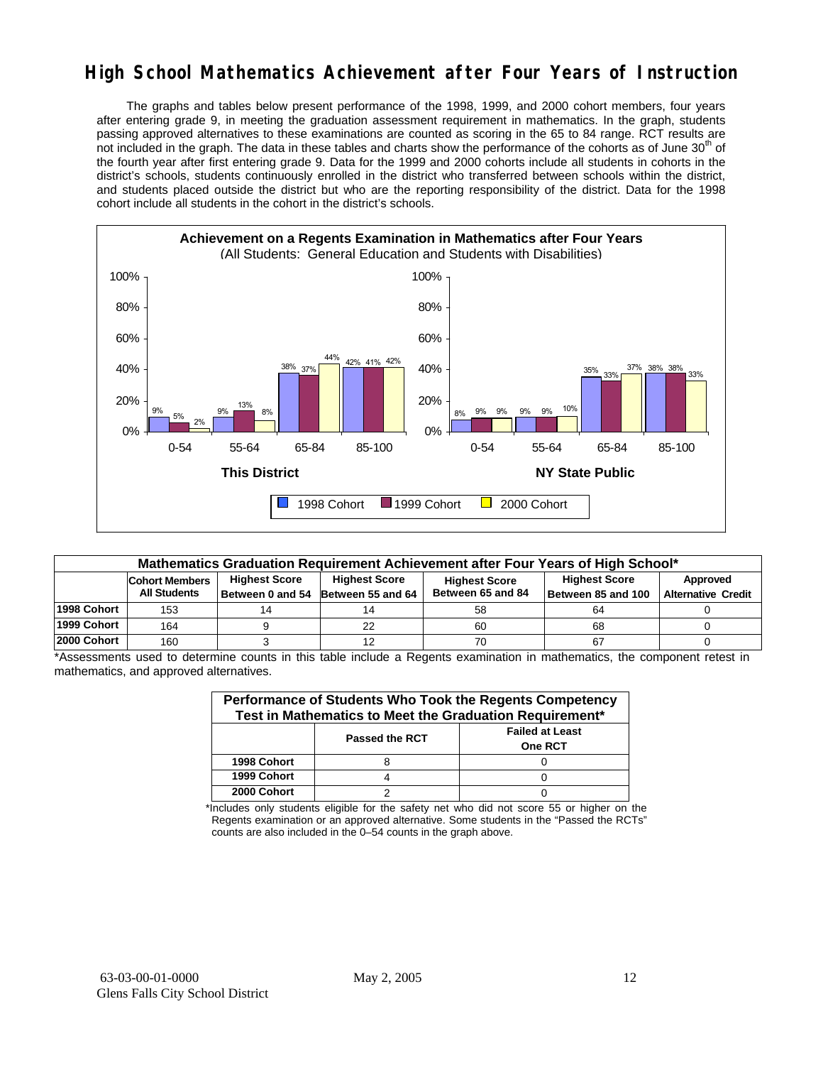# High School Mathematics Achievement after Four Years of Instruction

The graphs and tables below present performance of the 1998, 1999, and 2000 cohort members, four years after entering grade 9, in meeting the graduation assessment requirement in mathematics. In the graph, students passing approved alternatives to these examinations are counted as scoring in the 65 to 84 range. RCT results are not included in the graph. The data in these tables and charts show the performance of the cohorts as of June 30th of the fourth year after first entering grade 9. Data for the 1999 and 2000 cohorts include all students in cohorts in the district's schools, students continuously enrolled in the district who transferred between schools within the district, and students placed outside the district but who are the reporting responsibility of the district. Data for the 1998 cohort include all students in the cohort in the district's schools.

**Achievement on a Regents Examination in Mathematics after Four Years**
(All Students: General Education and Students with Disabilities)

| | This District 1998 Cohort | This District 1999 Cohort | This District 2000 Cohort | NY State Public 1998 Cohort | NY State Public 1999 Cohort | NY State Public 2000 Cohort |
|---|---|---|---|---|---|---|
| 0-54 | 9% | 5% | 2% | 8% | 9% | 9% |
| 55-64 | 9% | 13% | 8% | 9% | 9% | 10% |
| 65-84 | 38% | 37% | 44% | 35% | 33% | 37% |
| 85-100 | 42% | 41% | 42% | 38% | 38% | 33% |

| Mathematics Graduation Requirement Achievement after Four Years of High School* | | | | | | |
|---|---|---|---|---|---|---|
| | Cohort Members All Students | Highest Score Between 0 and 54 | Highest Score Between 55 and 64 | Highest Score Between 65 and 84 | Highest Score Between 85 and 100 | Approved Alternative Credit |
| 1998 Cohort | 153 | 14 | 14 | 58 | 64 | 0 |
| 1999 Cohort | 164 | 9 | 22 | 60 | 68 | 0 |
| 2000 Cohort | 160 | 3 | 12 | 70 | 67 | 0 |

*Assessments used to determine counts in this table include a Regents examination in mathematics, the component retest in mathematics, and approved alternatives.

| Performance of Students Who Took the Regents Competency Test in Mathematics to Meet the Graduation Requirement* | | |
|---|---|---|
| | Passed the RCT | Failed at Least One RCT |
| 1998 Cohort | 8 | 0 |
| 1999 Cohort | 4 | 0 |
| 2000 Cohort | 2 | 0 |

*Includes only students eligible for the safety net who did not score 55 or higher on the Regents examination or an approved alternative. Some students in the "Passed the RCTs" counts are also included in the 0–54 counts in the graph above.

63-03-00-01-0000
Glens Falls City School District

May 2, 2005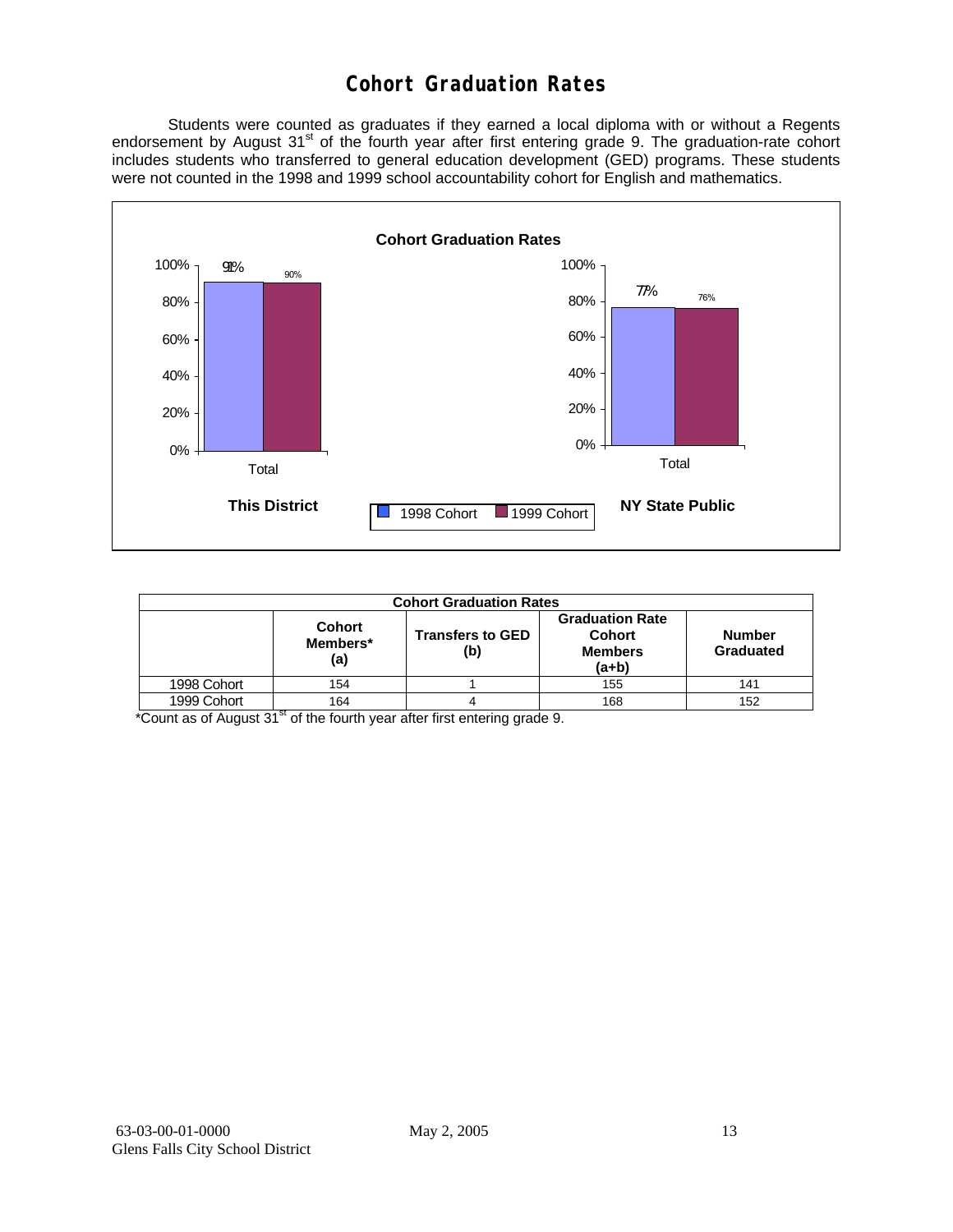# Cohort Graduation Rates

Students were counted as graduates if they earned a local diploma with or without a Regents endorsement by August 31st of the fourth year after first entering grade 9. The graduation-rate cohort includes students who transferred to general education development (GED) programs. These students were not counted in the 1998 and 1999 school accountability cohort for English and mathematics.

**Cohort Graduation Rates**

| | This District | NY State Public |
|---|---|---|
| 1998 Cohort | 91% | 77% |
| 1999 Cohort | 90% | 76% |

| Cohort Graduation Rates | | | | |
|---|---|---|---|---|
| | Cohort Members* (a) | Transfers to GED (b) | Graduation Rate Cohort Members (a+b) | Number Graduated |
| 1998 Cohort | 154 | 1 | 155 | 141 |
| 1999 Cohort | 164 | 4 | 168 | 152 |

*Count as of August 31st of the fourth year after first entering grade 9.

63-03-00-01-0000
Glens Falls City School District

May 2, 2005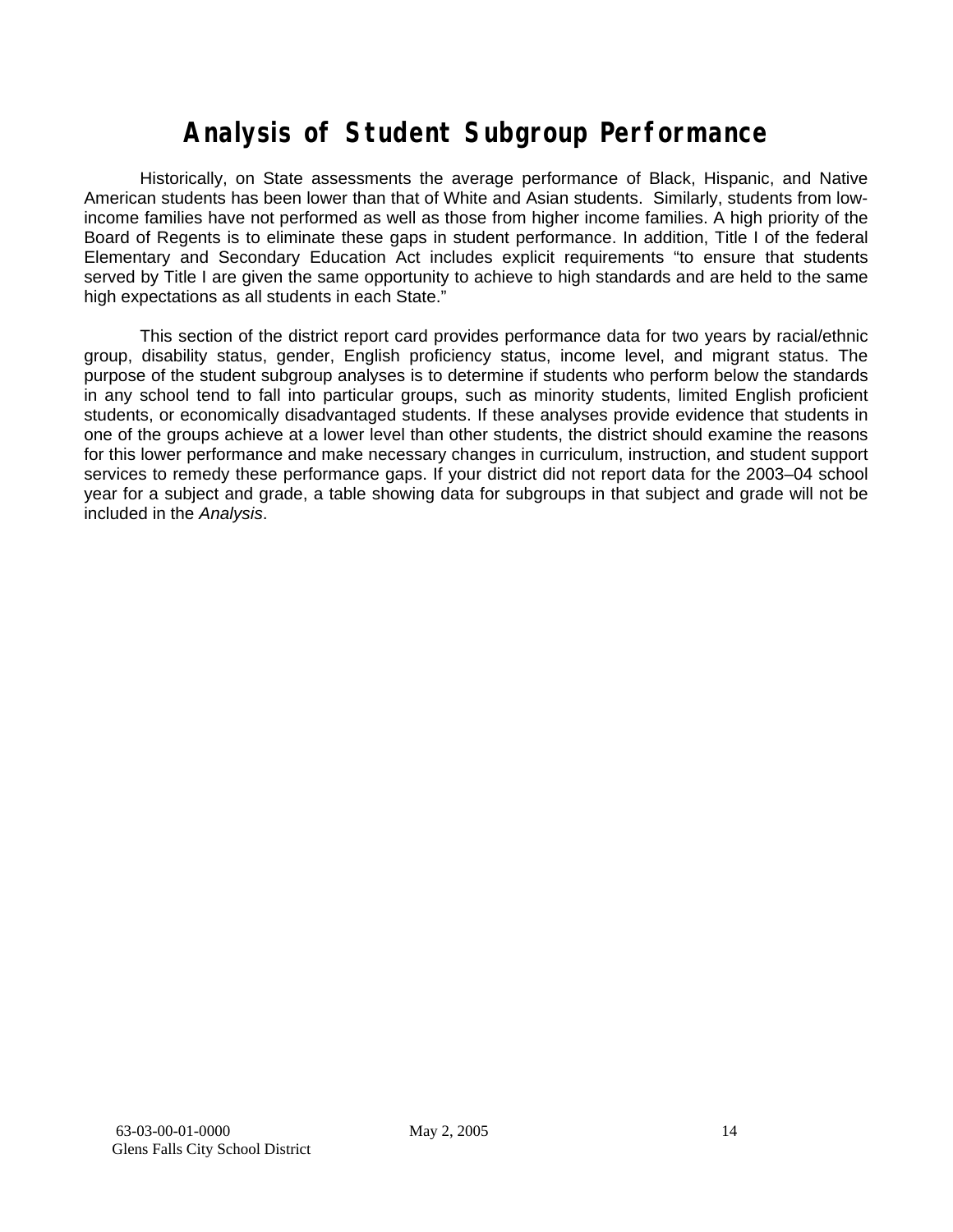# Analysis of Student Subgroup Performance

Historically, on State assessments the average performance of Black, Hispanic, and Native American students has been lower than that of White and Asian students. Similarly, students from low-income families have not performed as well as those from higher income families. A high priority of the Board of Regents is to eliminate these gaps in student performance. In addition, Title I of the federal Elementary and Secondary Education Act includes explicit requirements "to ensure that students served by Title I are given the same opportunity to achieve to high standards and are held to the same high expectations as all students in each State."

This section of the district report card provides performance data for two years by racial/ethnic group, disability status, gender, English proficiency status, income level, and migrant status. The purpose of the student subgroup analyses is to determine if students who perform below the standards in any school tend to fall into particular groups, such as minority students, limited English proficient students, or economically disadvantaged students. If these analyses provide evidence that students in one of the groups achieve at a lower level than other students, the district should examine the reasons for this lower performance and make necessary changes in curriculum, instruction, and student support services to remedy these performance gaps. If your district did not report data for the 2003–04 school year for a subject and grade, a table showing data for subgroups in that subject and grade will not be included in the *Analysis*.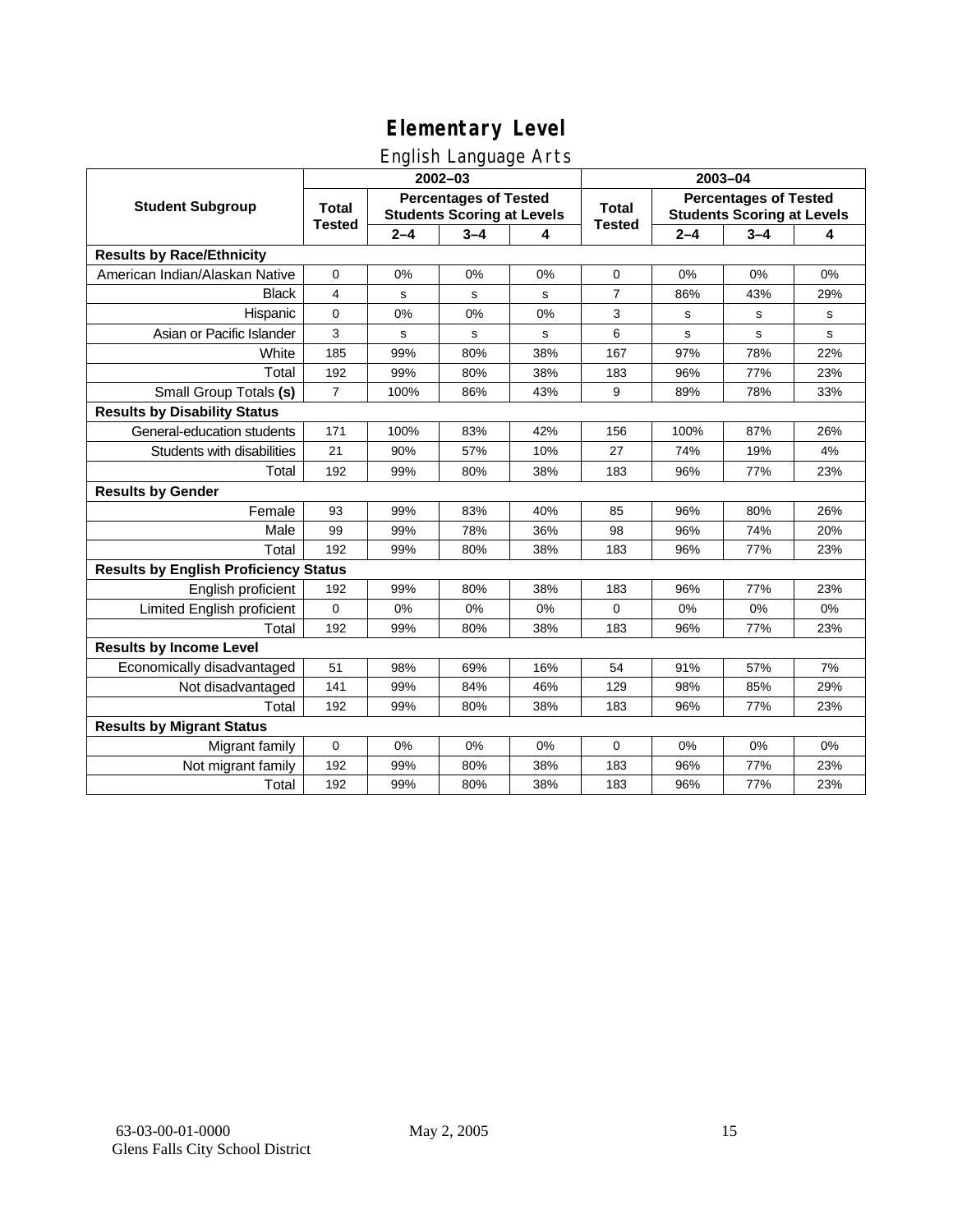# Elementary Level

## English Language Arts

| Student Subgroup | 2002–03 | | | | 2003–04 | | | |
|---|---|---|---|---|---|---|---|---|
| | Total Tested | Percentages of Tested Students Scoring at Levels | | | Total Tested | Percentages of Tested Students Scoring at Levels | | |
| | | 2–4 | 3–4 | 4 | | 2–4 | 3–4 | 4 |
| **Results by Race/Ethnicity** | | | | | | | | |
| American Indian/Alaskan Native | 0 | 0% | 0% | 0% | 0 | 0% | 0% | 0% |
| Black | 4 | s | s | s | 7 | 86% | 43% | 29% |
| Hispanic | 0 | 0% | 0% | 0% | 3 | s | s | s |
| Asian or Pacific Islander | 3 | s | s | s | 6 | s | s | s |
| White | 185 | 99% | 80% | 38% | 167 | 97% | 78% | 22% |
| Total | 192 | 99% | 80% | 38% | 183 | 96% | 77% | 23% |
| Small Group Totals **(s)** | 7 | 100% | 86% | 43% | 9 | 89% | 78% | 33% |
| **Results by Disability Status** | | | | | | | | |
| General-education students | 171 | 100% | 83% | 42% | 156 | 100% | 87% | 26% |
| Students with disabilities | 21 | 90% | 57% | 10% | 27 | 74% | 19% | 4% |
| Total | 192 | 99% | 80% | 38% | 183 | 96% | 77% | 23% |
| **Results by Gender** | | | | | | | | |
| Female | 93 | 99% | 83% | 40% | 85 | 96% | 80% | 26% |
| Male | 99 | 99% | 78% | 36% | 98 | 96% | 74% | 20% |
| Total | 192 | 99% | 80% | 38% | 183 | 96% | 77% | 23% |
| **Results by English Proficiency Status** | | | | | | | | |
| English proficient | 192 | 99% | 80% | 38% | 183 | 96% | 77% | 23% |
| Limited English proficient | 0 | 0% | 0% | 0% | 0 | 0% | 0% | 0% |
| Total | 192 | 99% | 80% | 38% | 183 | 96% | 77% | 23% |
| **Results by Income Level** | | | | | | | | |
| Economically disadvantaged | 51 | 98% | 69% | 16% | 54 | 91% | 57% | 7% |
| Not disadvantaged | 141 | 99% | 84% | 46% | 129 | 98% | 85% | 29% |
| Total | 192 | 99% | 80% | 38% | 183 | 96% | 77% | 23% |
| **Results by Migrant Status** | | | | | | | | |
| Migrant family | 0 | 0% | 0% | 0% | 0 | 0% | 0% | 0% |
| Not migrant family | 192 | 99% | 80% | 38% | 183 | 96% | 77% | 23% |
| Total | 192 | 99% | 80% | 38% | 183 | 96% | 77% | 23% |

63-03-00-01-0000 May 2, 2005
Glens Falls City School District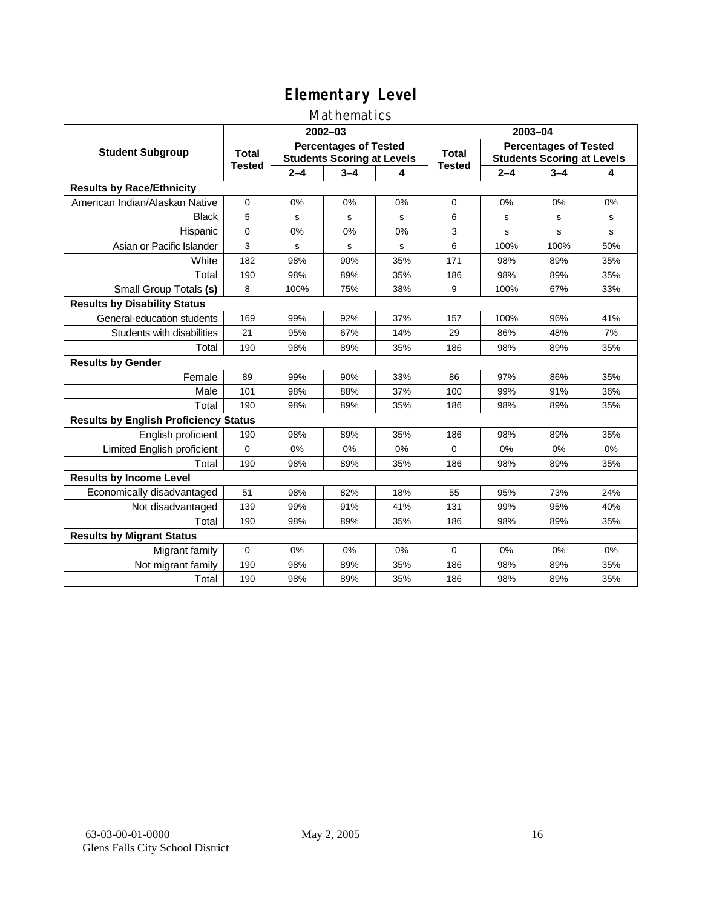# Elementary Level

## Mathematics

| Student Subgroup | 2002–03 | | | | 2003–04 | | | |
|---|---|---|---|---|---|---|---|---|
| | Total Tested | Percentages of Tested Students Scoring at Levels | | | Total Tested | Percentages of Tested Students Scoring at Levels | | |
| | | 2–4 | 3–4 | 4 | | 2–4 | 3–4 | 4 |
| **Results by Race/Ethnicity** | | | | | | | | |
| American Indian/Alaskan Native | 0 | 0% | 0% | 0% | 0 | 0% | 0% | 0% |
| Black | 5 | s | s | s | 6 | s | s | s |
| Hispanic | 0 | 0% | 0% | 0% | 3 | s | s | s |
| Asian or Pacific Islander | 3 | s | s | s | 6 | 100% | 100% | 50% |
| White | 182 | 98% | 90% | 35% | 171 | 98% | 89% | 35% |
| Total | 190 | 98% | 89% | 35% | 186 | 98% | 89% | 35% |
| Small Group Totals **(s)** | 8 | 100% | 75% | 38% | 9 | 100% | 67% | 33% |
| **Results by Disability Status** | | | | | | | | |
| General-education students | 169 | 99% | 92% | 37% | 157 | 100% | 96% | 41% |
| Students with disabilities | 21 | 95% | 67% | 14% | 29 | 86% | 48% | 7% |
| Total | 190 | 98% | 89% | 35% | 186 | 98% | 89% | 35% |
| **Results by Gender** | | | | | | | | |
| Female | 89 | 99% | 90% | 33% | 86 | 97% | 86% | 35% |
| Male | 101 | 98% | 88% | 37% | 100 | 99% | 91% | 36% |
| Total | 190 | 98% | 89% | 35% | 186 | 98% | 89% | 35% |
| **Results by English Proficiency Status** | | | | | | | | |
| English proficient | 190 | 98% | 89% | 35% | 186 | 98% | 89% | 35% |
| Limited English proficient | 0 | 0% | 0% | 0% | 0 | 0% | 0% | 0% |
| Total | 190 | 98% | 89% | 35% | 186 | 98% | 89% | 35% |
| **Results by Income Level** | | | | | | | | |
| Economically disadvantaged | 51 | 98% | 82% | 18% | 55 | 95% | 73% | 24% |
| Not disadvantaged | 139 | 99% | 91% | 41% | 131 | 99% | 95% | 40% |
| Total | 190 | 98% | 89% | 35% | 186 | 98% | 89% | 35% |
| **Results by Migrant Status** | | | | | | | | |
| Migrant family | 0 | 0% | 0% | 0% | 0 | 0% | 0% | 0% |
| Not migrant family | 190 | 98% | 89% | 35% | 186 | 98% | 89% | 35% |
| Total | 190 | 98% | 89% | 35% | 186 | 98% | 89% | 35% |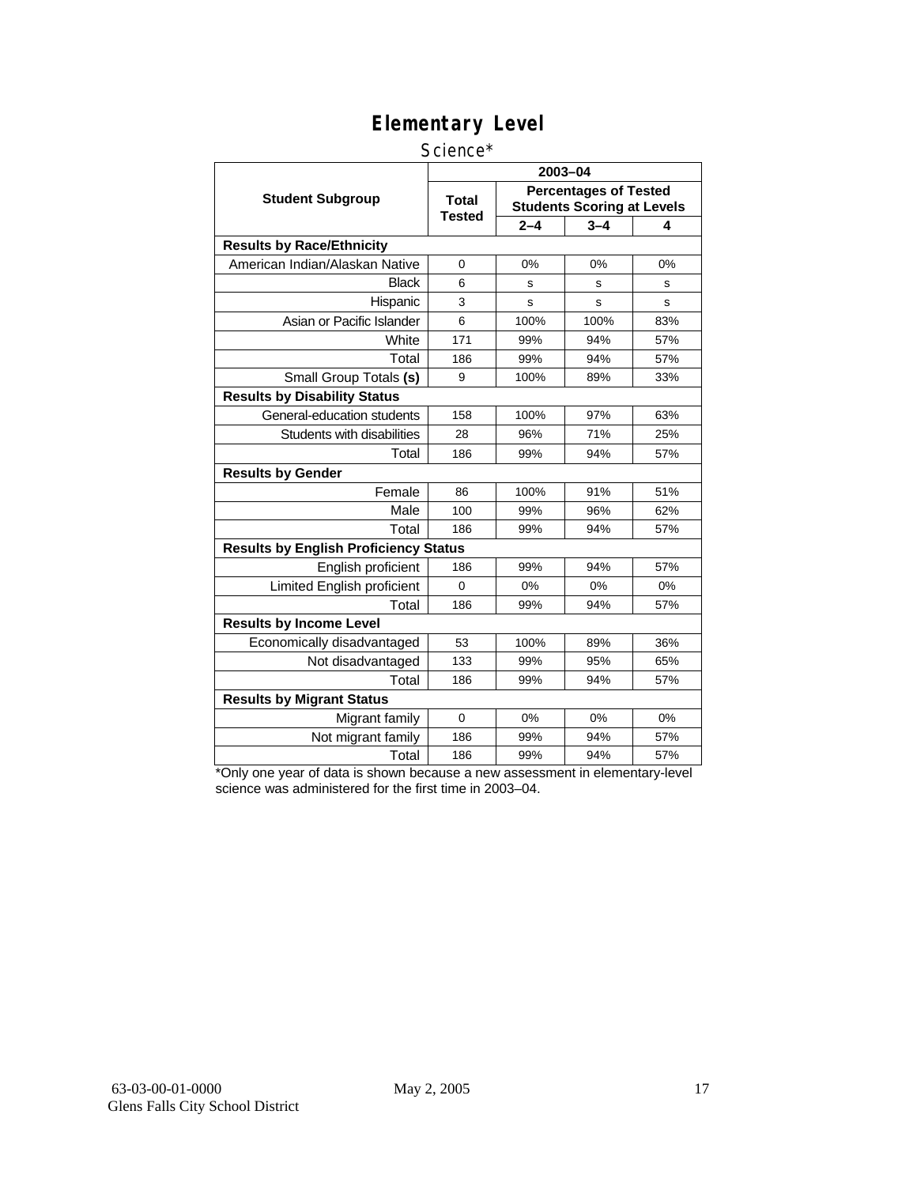# Elementary Level

Science*

| Student Subgroup | 2003–04 | | | |
|---|---|---|---|---|
| | Total Tested | Percentages of Tested Students Scoring at Levels | | |
| | | 2–4 | 3–4 | 4 |
| **Results by Race/Ethnicity** | | | | |
| American Indian/Alaskan Native | 0 | 0% | 0% | 0% |
| Black | 6 | s | s | s |
| Hispanic | 3 | s | s | s |
| Asian or Pacific Islander | 6 | 100% | 100% | 83% |
| White | 171 | 99% | 94% | 57% |
| Total | 186 | 99% | 94% | 57% |
| Small Group Totals **(s)** | 9 | 100% | 89% | 33% |
| **Results by Disability Status** | | | | |
| General-education students | 158 | 100% | 97% | 63% |
| Students with disabilities | 28 | 96% | 71% | 25% |
| Total | 186 | 99% | 94% | 57% |
| **Results by Gender** | | | | |
| Female | 86 | 100% | 91% | 51% |
| Male | 100 | 99% | 96% | 62% |
| Total | 186 | 99% | 94% | 57% |
| **Results by English Proficiency Status** | | | | |
| English proficient | 186 | 99% | 94% | 57% |
| Limited English proficient | 0 | 0% | 0% | 0% |
| Total | 186 | 99% | 94% | 57% |
| **Results by Income Level** | | | | |
| Economically disadvantaged | 53 | 100% | 89% | 36% |
| Not disadvantaged | 133 | 99% | 95% | 65% |
| Total | 186 | 99% | 94% | 57% |
| **Results by Migrant Status** | | | | |
| Migrant family | 0 | 0% | 0% | 0% |
| Not migrant family | 186 | 99% | 94% | 57% |
| Total | 186 | 99% | 94% | 57% |

*Only one year of data is shown because a new assessment in elementary-level science was administered for the first time in 2003–04.

63-03-00-01-0000 May 2, 2005
Glens Falls City School District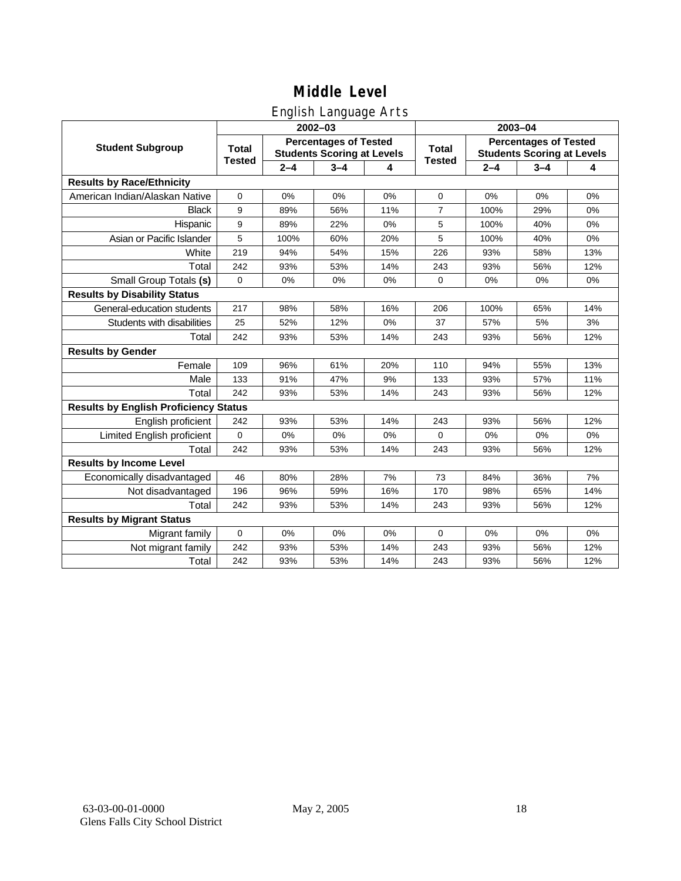# Middle Level

## English Language Arts

| Student Subgroup | 2002–03 | | | | 2003–04 | | | |
|---|---|---|---|---|---|---|---|---|
| | Total Tested | Percentages of Tested Students Scoring at Levels | | | Total Tested | Percentages of Tested Students Scoring at Levels | | |
| | | 2–4 | 3–4 | 4 | | 2–4 | 3–4 | 4 |
| **Results by Race/Ethnicity** | | | | | | | | |
| American Indian/Alaskan Native | 0 | 0% | 0% | 0% | 0 | 0% | 0% | 0% |
| Black | 9 | 89% | 56% | 11% | 7 | 100% | 29% | 0% |
| Hispanic | 9 | 89% | 22% | 0% | 5 | 100% | 40% | 0% |
| Asian or Pacific Islander | 5 | 100% | 60% | 20% | 5 | 100% | 40% | 0% |
| White | 219 | 94% | 54% | 15% | 226 | 93% | 58% | 13% |
| Total | 242 | 93% | 53% | 14% | 243 | 93% | 56% | 12% |
| Small Group Totals **(s)** | 0 | 0% | 0% | 0% | 0 | 0% | 0% | 0% |
| **Results by Disability Status** | | | | | | | | |
| General-education students | 217 | 98% | 58% | 16% | 206 | 100% | 65% | 14% |
| Students with disabilities | 25 | 52% | 12% | 0% | 37 | 57% | 5% | 3% |
| Total | 242 | 93% | 53% | 14% | 243 | 93% | 56% | 12% |
| **Results by Gender** | | | | | | | | |
| Female | 109 | 96% | 61% | 20% | 110 | 94% | 55% | 13% |
| Male | 133 | 91% | 47% | 9% | 133 | 93% | 57% | 11% |
| Total | 242 | 93% | 53% | 14% | 243 | 93% | 56% | 12% |
| **Results by English Proficiency Status** | | | | | | | | |
| English proficient | 242 | 93% | 53% | 14% | 243 | 93% | 56% | 12% |
| Limited English proficient | 0 | 0% | 0% | 0% | 0 | 0% | 0% | 0% |
| Total | 242 | 93% | 53% | 14% | 243 | 93% | 56% | 12% |
| **Results by Income Level** | | | | | | | | |
| Economically disadvantaged | 46 | 80% | 28% | 7% | 73 | 84% | 36% | 7% |
| Not disadvantaged | 196 | 96% | 59% | 16% | 170 | 98% | 65% | 14% |
| Total | 242 | 93% | 53% | 14% | 243 | 93% | 56% | 12% |
| **Results by Migrant Status** | | | | | | | | |
| Migrant family | 0 | 0% | 0% | 0% | 0 | 0% | 0% | 0% |
| Not migrant family | 242 | 93% | 53% | 14% | 243 | 93% | 56% | 12% |
| Total | 242 | 93% | 53% | 14% | 243 | 93% | 56% | 12% |

63-03-00-01-0000 May 2, 2005
Glens Falls City School District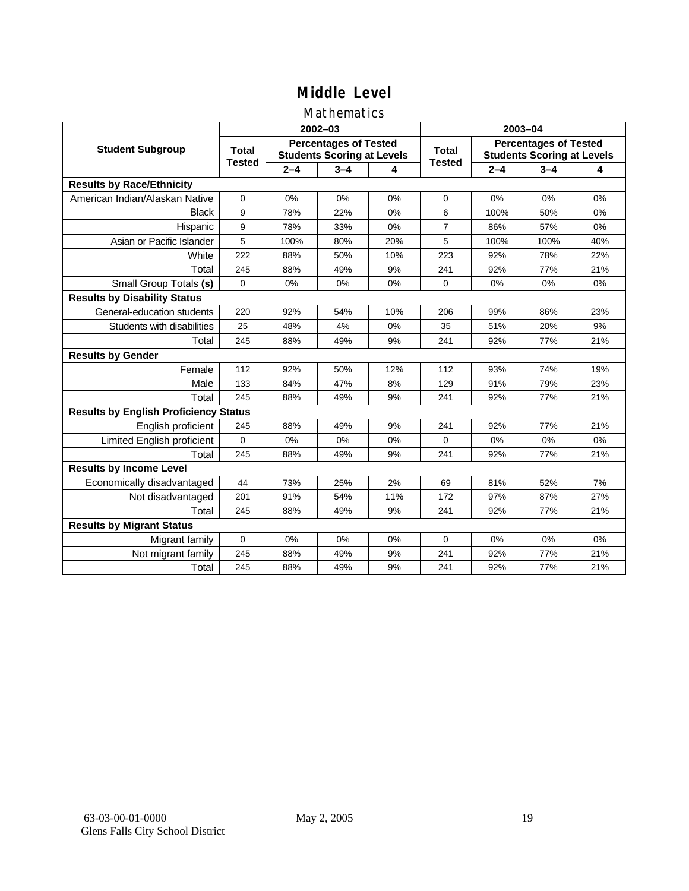# Middle Level

## Mathematics

| Student Subgroup | 2002–03 | | | | 2003–04 | | | |
|---|---|---|---|---|---|---|---|---|
| | Total Tested | Percentages of Tested Students Scoring at Levels | | | Total Tested | Percentages of Tested Students Scoring at Levels | | |
| | | 2–4 | 3–4 | 4 | | 2–4 | 3–4 | 4 |
| **Results by Race/Ethnicity** | | | | | | | | |
| American Indian/Alaskan Native | 0 | 0% | 0% | 0% | 0 | 0% | 0% | 0% |
| Black | 9 | 78% | 22% | 0% | 6 | 100% | 50% | 0% |
| Hispanic | 9 | 78% | 33% | 0% | 7 | 86% | 57% | 0% |
| Asian or Pacific Islander | 5 | 100% | 80% | 20% | 5 | 100% | 100% | 40% |
| White | 222 | 88% | 50% | 10% | 223 | 92% | 78% | 22% |
| Total | 245 | 88% | 49% | 9% | 241 | 92% | 77% | 21% |
| Small Group Totals **(s)** | 0 | 0% | 0% | 0% | 0 | 0% | 0% | 0% |
| **Results by Disability Status** | | | | | | | | |
| General-education students | 220 | 92% | 54% | 10% | 206 | 99% | 86% | 23% |
| Students with disabilities | 25 | 48% | 4% | 0% | 35 | 51% | 20% | 9% |
| Total | 245 | 88% | 49% | 9% | 241 | 92% | 77% | 21% |
| **Results by Gender** | | | | | | | | |
| Female | 112 | 92% | 50% | 12% | 112 | 93% | 74% | 19% |
| Male | 133 | 84% | 47% | 8% | 129 | 91% | 79% | 23% |
| Total | 245 | 88% | 49% | 9% | 241 | 92% | 77% | 21% |
| **Results by English Proficiency Status** | | | | | | | | |
| English proficient | 245 | 88% | 49% | 9% | 241 | 92% | 77% | 21% |
| Limited English proficient | 0 | 0% | 0% | 0% | 0 | 0% | 0% | 0% |
| Total | 245 | 88% | 49% | 9% | 241 | 92% | 77% | 21% |
| **Results by Income Level** | | | | | | | | |
| Economically disadvantaged | 44 | 73% | 25% | 2% | 69 | 81% | 52% | 7% |
| Not disadvantaged | 201 | 91% | 54% | 11% | 172 | 97% | 87% | 27% |
| Total | 245 | 88% | 49% | 9% | 241 | 92% | 77% | 21% |
| **Results by Migrant Status** | | | | | | | | |
| Migrant family | 0 | 0% | 0% | 0% | 0 | 0% | 0% | 0% |
| Not migrant family | 245 | 88% | 49% | 9% | 241 | 92% | 77% | 21% |
| Total | 245 | 88% | 49% | 9% | 241 | 92% | 77% | 21% |

63-03-00-01-0000 May 2, 2005
Glens Falls City School District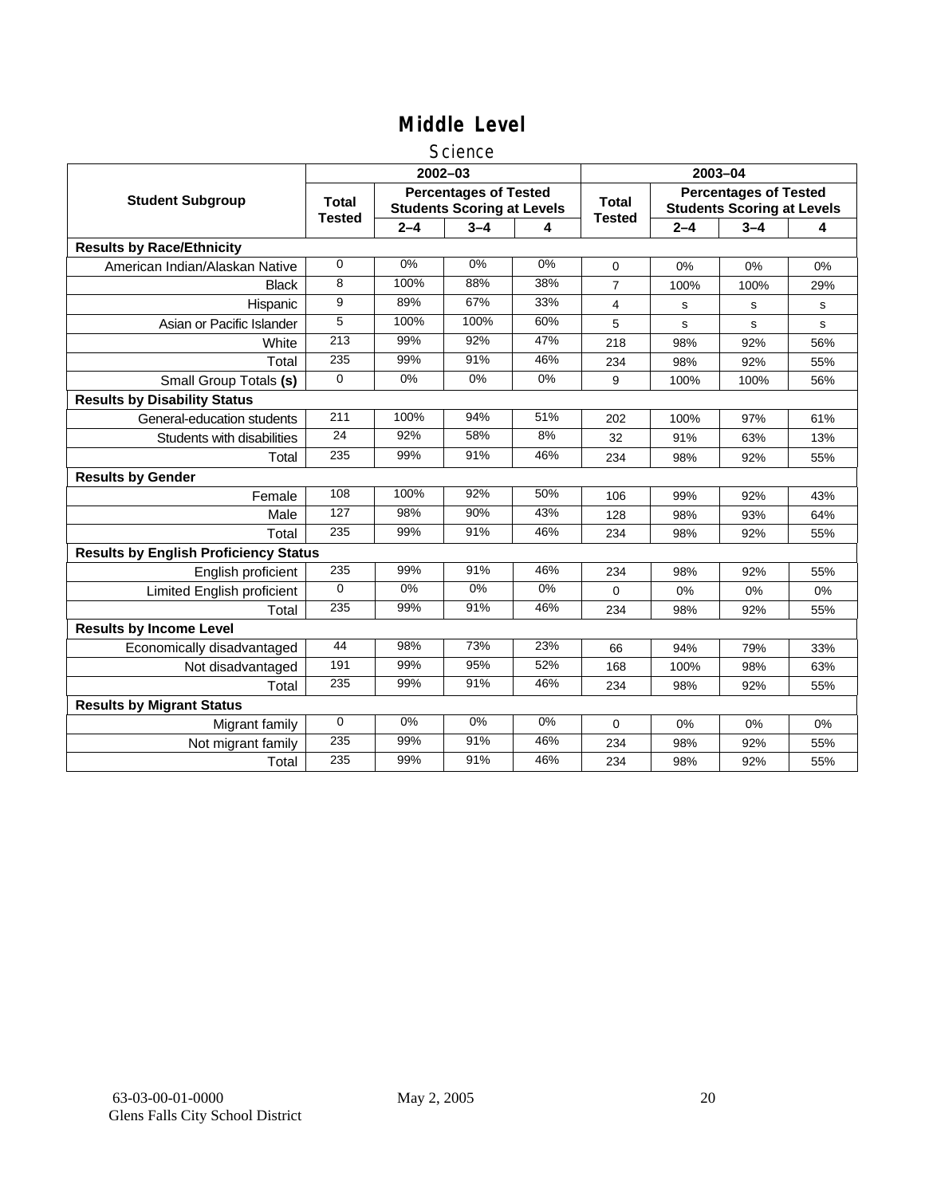# Middle Level

## Science

| Student Subgroup | 2002–03 | | | | 2003–04 | | | |
|---|---|---|---|---|---|---|---|---|
| | Total Tested | Percentages of Tested Students Scoring at Levels | | | Total Tested | Percentages of Tested Students Scoring at Levels | | |
| | | 2–4 | 3–4 | 4 | | 2–4 | 3–4 | 4 |
| **Results by Race/Ethnicity** | | | | | | | | |
| American Indian/Alaskan Native | 0 | 0% | 0% | 0% | 0 | 0% | 0% | 0% |
| Black | 8 | 100% | 88% | 38% | 7 | 100% | 100% | 29% |
| Hispanic | 9 | 89% | 67% | 33% | 4 | s | s | s |
| Asian or Pacific Islander | 5 | 100% | 100% | 60% | 5 | s | s | s |
| White | 213 | 99% | 92% | 47% | 218 | 98% | 92% | 56% |
| Total | 235 | 99% | 91% | 46% | 234 | 98% | 92% | 55% |
| Small Group Totals **(s)** | 0 | 0% | 0% | 0% | 9 | 100% | 100% | 56% |
| **Results by Disability Status** | | | | | | | | |
| General-education students | 211 | 100% | 94% | 51% | 202 | 100% | 97% | 61% |
| Students with disabilities | 24 | 92% | 58% | 8% | 32 | 91% | 63% | 13% |
| Total | 235 | 99% | 91% | 46% | 234 | 98% | 92% | 55% |
| **Results by Gender** | | | | | | | | |
| Female | 108 | 100% | 92% | 50% | 106 | 99% | 92% | 43% |
| Male | 127 | 98% | 90% | 43% | 128 | 98% | 93% | 64% |
| Total | 235 | 99% | 91% | 46% | 234 | 98% | 92% | 55% |
| **Results by English Proficiency Status** | | | | | | | | |
| English proficient | 235 | 99% | 91% | 46% | 234 | 98% | 92% | 55% |
| Limited English proficient | 0 | 0% | 0% | 0% | 0 | 0% | 0% | 0% |
| Total | 235 | 99% | 91% | 46% | 234 | 98% | 92% | 55% |
| **Results by Income Level** | | | | | | | | |
| Economically disadvantaged | 44 | 98% | 73% | 23% | 66 | 94% | 79% | 33% |
| Not disadvantaged | 191 | 99% | 95% | 52% | 168 | 100% | 98% | 63% |
| Total | 235 | 99% | 91% | 46% | 234 | 98% | 92% | 55% |
| **Results by Migrant Status** | | | | | | | | |
| Migrant family | 0 | 0% | 0% | 0% | 0 | 0% | 0% | 0% |
| Not migrant family | 235 | 99% | 91% | 46% | 234 | 98% | 92% | 55% |
| Total | 235 | 99% | 91% | 46% | 234 | 98% | 92% | 55% |

63-03-00-01-0000 May 2, 2005
Glens Falls City School District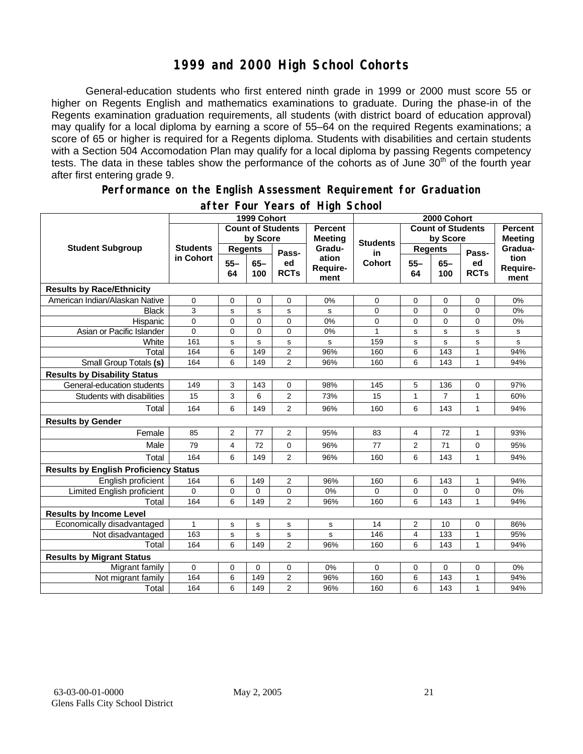# 1999 and 2000 High School Cohorts

General-education students who first entered ninth grade in 1999 or 2000 must score 55 or higher on Regents English and mathematics examinations to graduate. During the phase-in of the Regents examination graduation requirements, all students (with district board of education approval) may qualify for a local diploma by earning a score of 55–64 on the required Regents examinations; a score of 65 or higher is required for a Regents diploma. Students with disabilities and certain students with a Section 504 Accomodation Plan may qualify for a local diploma by passing Regents competency tests. The data in these tables show the performance of the cohorts as of June 30th of the fourth year after first entering grade 9.

## Performance on the English Assessment Requirement for Graduation after Four Years of High School

| Student Subgroup | 1999 Cohort | | | | | 2000 Cohort | | | | |
|---|---|---|---|---|---|---|---|---|---|---|
| | Students in Cohort | Count of Students by Score | | | Percent Meeting Graduation Requirement | Students in Cohort | Count of Students by Score | | | Percent Meeting Graduation Requirement |
| | | Regents 55–64 | Regents 65–100 | Passed RCTs | | | Regents 55–64 | Regents 65–100 | Passed RCTs | |
| **Results by Race/Ethnicity** | | | | | | | | | | |
| American Indian/Alaskan Native | 0 | 0 | 0 | 0 | 0% | 0 | 0 | 0 | 0 | 0% |
| Black | 3 | s | s | s | s | 0 | 0 | 0 | 0 | 0% |
| Hispanic | 0 | 0 | 0 | 0 | 0% | 0 | 0 | 0 | 0 | 0% |
| Asian or Pacific Islander | 0 | 0 | 0 | 0 | 0% | 1 | s | s | s | s |
| White | 161 | s | s | s | s | 159 | s | s | s | s |
| Total | 164 | 6 | 149 | 2 | 96% | 160 | 6 | 143 | 1 | 94% |
| Small Group Totals **(s)** | 164 | 6 | 149 | 2 | 96% | 160 | 6 | 143 | 1 | 94% |
| **Results by Disability Status** | | | | | | | | | | |
| General-education students | 149 | 3 | 143 | 0 | 98% | 145 | 5 | 136 | 0 | 97% |
| Students with disabilities | 15 | 3 | 6 | 2 | 73% | 15 | 1 | 7 | 1 | 60% |
| Total | 164 | 6 | 149 | 2 | 96% | 160 | 6 | 143 | 1 | 94% |
| **Results by Gender** | | | | | | | | | | |
| Female | 85 | 2 | 77 | 2 | 95% | 83 | 4 | 72 | 1 | 93% |
| Male | 79 | 4 | 72 | 0 | 96% | 77 | 2 | 71 | 0 | 95% |
| Total | 164 | 6 | 149 | 2 | 96% | 160 | 6 | 143 | 1 | 94% |
| **Results by English Proficiency Status** | | | | | | | | | | |
| English proficient | 164 | 6 | 149 | 2 | 96% | 160 | 6 | 143 | 1 | 94% |
| Limited English proficient | 0 | 0 | 0 | 0 | 0% | 0 | 0 | 0 | 0 | 0% |
| Total | 164 | 6 | 149 | 2 | 96% | 160 | 6 | 143 | 1 | 94% |
| **Results by Income Level** | | | | | | | | | | |
| Economically disadvantaged | 1 | s | s | s | s | 14 | 2 | 10 | 0 | 86% |
| Not disadvantaged | 163 | s | s | s | s | 146 | 4 | 133 | 1 | 95% |
| Total | 164 | 6 | 149 | 2 | 96% | 160 | 6 | 143 | 1 | 94% |
| **Results by Migrant Status** | | | | | | | | | | |
| Migrant family | 0 | 0 | 0 | 0 | 0% | 0 | 0 | 0 | 0 | 0% |
| Not migrant family | 164 | 6 | 149 | 2 | 96% | 160 | 6 | 143 | 1 | 94% |
| Total | 164 | 6 | 149 | 2 | 96% | 160 | 6 | 143 | 1 | 94% |

63-03-00-01-0000 May 2, 2005
Glens Falls City School District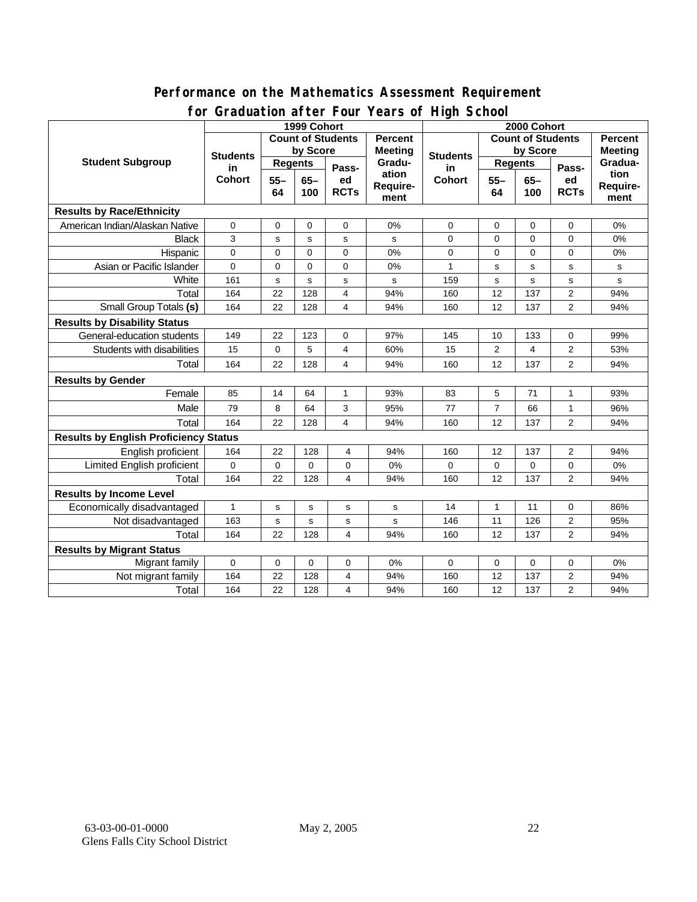## Performance on the Mathematics Assessment Requirement for Graduation after Four Years of High School

| Student Subgroup | 1999 Cohort | | | | | 2000 Cohort | | | | |
|---|---|---|---|---|---|---|---|---|---|---|
| | Students in Cohort | Count of Students by Score | | | Percent Meeting Graduation Requirement | Students in Cohort | Count of Students by Score | | | Percent Meeting Graduation Requirement |
| | | Regents | | Passed RCTs | | | Regents | | Passed RCTs | |
| | | 55–64 | 65–100 | | | | 55–64 | 65–100 | | |
| **Results by Race/Ethnicity** | | | | | | | | | | |
| American Indian/Alaskan Native | 0 | 0 | 0 | 0 | 0% | 0 | 0 | 0 | 0 | 0% |
| Black | 3 | s | s | s | s | 0 | 0 | 0 | 0 | 0% |
| Hispanic | 0 | 0 | 0 | 0 | 0% | 0 | 0 | 0 | 0 | 0% |
| Asian or Pacific Islander | 0 | 0 | 0 | 0 | 0% | 1 | s | s | s | s |
| White | 161 | s | s | s | s | 159 | s | s | s | s |
| Total | 164 | 22 | 128 | 4 | 94% | 160 | 12 | 137 | 2 | 94% |
| Small Group Totals **(s)** | 164 | 22 | 128 | 4 | 94% | 160 | 12 | 137 | 2 | 94% |
| **Results by Disability Status** | | | | | | | | | | |
| General-education students | 149 | 22 | 123 | 0 | 97% | 145 | 10 | 133 | 0 | 99% |
| Students with disabilities | 15 | 0 | 5 | 4 | 60% | 15 | 2 | 4 | 2 | 53% |
| Total | 164 | 22 | 128 | 4 | 94% | 160 | 12 | 137 | 2 | 94% |
| **Results by Gender** | | | | | | | | | | |
| Female | 85 | 14 | 64 | 1 | 93% | 83 | 5 | 71 | 1 | 93% |
| Male | 79 | 8 | 64 | 3 | 95% | 77 | 7 | 66 | 1 | 96% |
| Total | 164 | 22 | 128 | 4 | 94% | 160 | 12 | 137 | 2 | 94% |
| **Results by English Proficiency Status** | | | | | | | | | | |
| English proficient | 164 | 22 | 128 | 4 | 94% | 160 | 12 | 137 | 2 | 94% |
| Limited English proficient | 0 | 0 | 0 | 0 | 0% | 0 | 0 | 0 | 0 | 0% |
| Total | 164 | 22 | 128 | 4 | 94% | 160 | 12 | 137 | 2 | 94% |
| **Results by Income Level** | | | | | | | | | | |
| Economically disadvantaged | 1 | s | s | s | s | 14 | 1 | 11 | 0 | 86% |
| Not disadvantaged | 163 | s | s | s | s | 146 | 11 | 126 | 2 | 95% |
| Total | 164 | 22 | 128 | 4 | 94% | 160 | 12 | 137 | 2 | 94% |
| **Results by Migrant Status** | | | | | | | | | | |
| Migrant family | 0 | 0 | 0 | 0 | 0% | 0 | 0 | 0 | 0 | 0% |
| Not migrant family | 164 | 22 | 128 | 4 | 94% | 160 | 12 | 137 | 2 | 94% |
| Total | 164 | 22 | 128 | 4 | 94% | 160 | 12 | 137 | 2 | 94% |

63-03-00-01-0000 May 2, 2005
Glens Falls City School District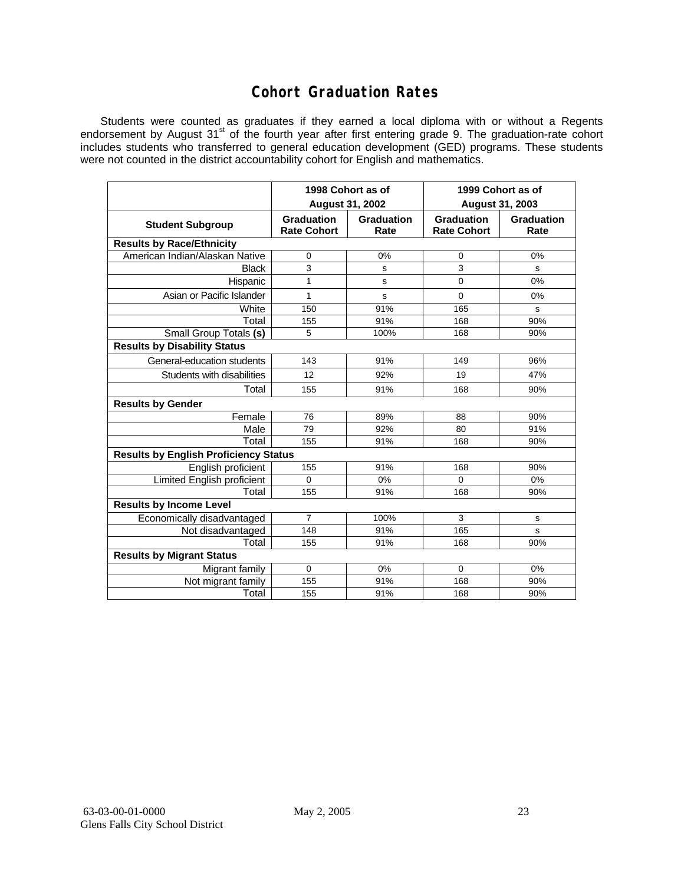# Cohort Graduation Rates

Students were counted as graduates if they earned a local diploma with or without a Regents endorsement by August 31st of the fourth year after first entering grade 9. The graduation-rate cohort includes students who transferred to general education development (GED) programs. These students were not counted in the district accountability cohort for English and mathematics.

| | 1998 Cohort as of August 31, 2002 | | 1999 Cohort as of August 31, 2003 | |
|---|---|---|---|---|
| **Student Subgroup** | **Graduation Rate Cohort** | **Graduation Rate** | **Graduation Rate Cohort** | **Graduation Rate** |
| **Results by Race/Ethnicity** | | | | |
| American Indian/Alaskan Native | 0 | 0% | 0 | 0% |
| Black | 3 | s | 3 | s |
| Hispanic | 1 | s | 0 | 0% |
| Asian or Pacific Islander | 1 | s | 0 | 0% |
| White | 150 | 91% | 165 | s |
| Total | 155 | 91% | 168 | 90% |
| Small Group Totals **(s)** | 5 | 100% | 168 | 90% |
| **Results by Disability Status** | | | | |
| General-education students | 143 | 91% | 149 | 96% |
| Students with disabilities | 12 | 92% | 19 | 47% |
| Total | 155 | 91% | 168 | 90% |
| **Results by Gender** | | | | |
| Female | 76 | 89% | 88 | 90% |
| Male | 79 | 92% | 80 | 91% |
| Total | 155 | 91% | 168 | 90% |
| **Results by English Proficiency Status** | | | | |
| English proficient | 155 | 91% | 168 | 90% |
| Limited English proficient | 0 | 0% | 0 | 0% |
| Total | 155 | 91% | 168 | 90% |
| **Results by Income Level** | | | | |
| Economically disadvantaged | 7 | 100% | 3 | s |
| Not disadvantaged | 148 | 91% | 165 | s |
| Total | 155 | 91% | 168 | 90% |
| **Results by Migrant Status** | | | | |
| Migrant family | 0 | 0% | 0 | 0% |
| Not migrant family | 155 | 91% | 168 | 90% |
| Total | 155 | 91% | 168 | 90% |

63-03-00-01-0000 May 2, 2005
Glens Falls City School District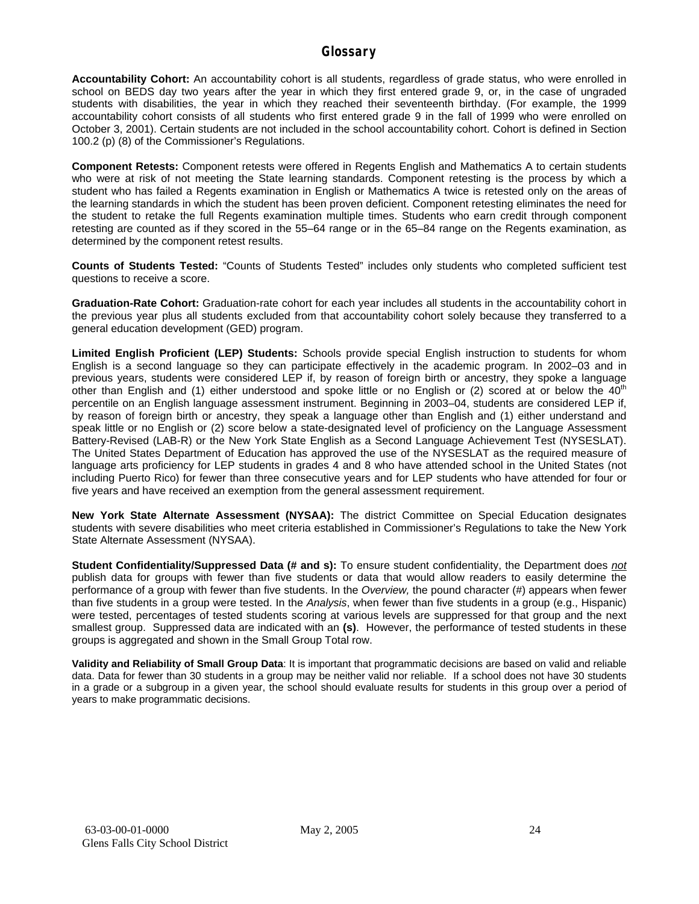# Glossary

**Accountability Cohort:** An accountability cohort is all students, regardless of grade status, who were enrolled in school on BEDS day two years after the year in which they first entered grade 9, or, in the case of ungraded students with disabilities, the year in which they reached their seventeenth birthday. (For example, the 1999 accountability cohort consists of all students who first entered grade 9 in the fall of 1999 who were enrolled on October 3, 2001). Certain students are not included in the school accountability cohort. Cohort is defined in Section 100.2 (p) (8) of the Commissioner's Regulations.

**Component Retests:** Component retests were offered in Regents English and Mathematics A to certain students who were at risk of not meeting the State learning standards. Component retesting is the process by which a student who has failed a Regents examination in English or Mathematics A twice is retested only on the areas of the learning standards in which the student has been proven deficient. Component retesting eliminates the need for the student to retake the full Regents examination multiple times. Students who earn credit through component retesting are counted as if they scored in the 55–64 range or in the 65–84 range on the Regents examination, as determined by the component retest results.

**Counts of Students Tested:** "Counts of Students Tested" includes only students who completed sufficient test questions to receive a score.

**Graduation-Rate Cohort:** Graduation-rate cohort for each year includes all students in the accountability cohort in the previous year plus all students excluded from that accountability cohort solely because they transferred to a general education development (GED) program.

**Limited English Proficient (LEP) Students:** Schools provide special English instruction to students for whom English is a second language so they can participate effectively in the academic program. In 2002–03 and in previous years, students were considered LEP if, by reason of foreign birth or ancestry, they spoke a language other than English and (1) either understood and spoke little or no English or (2) scored at or below the 40th percentile on an English language assessment instrument. Beginning in 2003–04, students are considered LEP if, by reason of foreign birth or ancestry, they speak a language other than English and (1) either understand and speak little or no English or (2) score below a state-designated level of proficiency on the Language Assessment Battery-Revised (LAB-R) or the New York State English as a Second Language Achievement Test (NYSESLAT). The United States Department of Education has approved the use of the NYSESLAT as the required measure of language arts proficiency for LEP students in grades 4 and 8 who have attended school in the United States (not including Puerto Rico) for fewer than three consecutive years and for LEP students who have attended for four or five years and have received an exemption from the general assessment requirement.

**New York State Alternate Assessment (NYSAA):** The district Committee on Special Education designates students with severe disabilities who meet criteria established in Commissioner's Regulations to take the New York State Alternate Assessment (NYSAA).

**Student Confidentiality/Suppressed Data (# and s):** To ensure student confidentiality, the Department does *not* publish data for groups with fewer than five students or data that would allow readers to easily determine the performance of a group with fewer than five students. In the *Overview,* the pound character (#) appears when fewer than five students in a group were tested. In the *Analysis*, when fewer than five students in a group (e.g., Hispanic) were tested, percentages of tested students scoring at various levels are suppressed for that group and the next smallest group. Suppressed data are indicated with an **(s)**. However, the performance of tested students in these groups is aggregated and shown in the Small Group Total row.

**Validity and Reliability of Small Group Data**: It is important that programmatic decisions are based on valid and reliable data. Data for fewer than 30 students in a group may be neither valid nor reliable. If a school does not have 30 students in a grade or a subgroup in a given year, the school should evaluate results for students in this group over a period of years to make programmatic decisions.